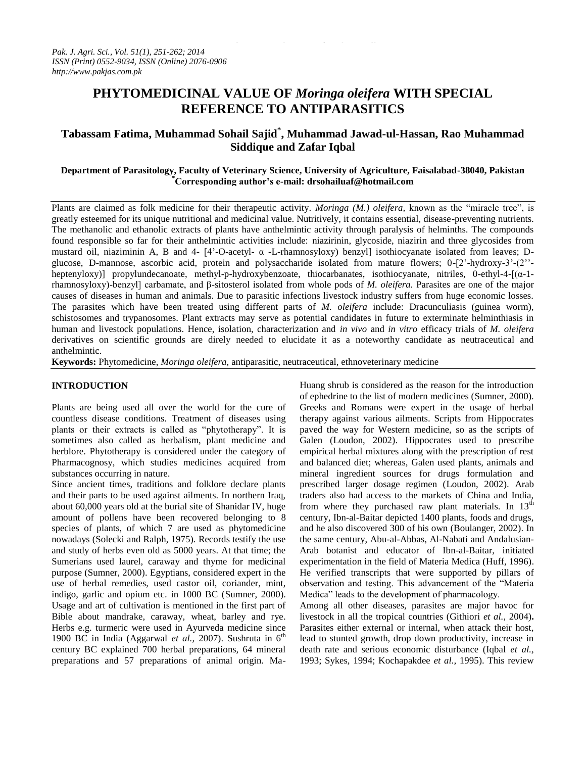# PHYTOMEDICINAL VALUE OF *Moringa oleifera* WITH SPECIAL REFERENCE TO ANTIPARASITICS

**Tabassam Fatima, Muhammad Sohail Sajid*, Muhammad Jawad-ul-Hassan, Rao Muhammad Siddique and Zafar Iqbal**

**Department of Parasitology, Faculty of Veterinary Science, University of Agriculture, Faisalabad-38040, Pakistan**
***Corresponding author's e-mail: drsohailuaf@hotmail.com**

Plants are claimed as folk medicine for their therapeutic activity. *Moringa (M.) oleifera,* known as the "miracle tree", is greatly esteemed for its unique nutritional and medicinal value. Nutritively, it contains essential, disease-preventing nutrients. The methanolic and ethanolic extracts of plants have anthelmintic activity through paralysis of helminths. The compounds found responsible so far for their anthelmintic activities include: niazirinin, glycoside, niazirin and three glycosides from mustard oil, niaziminin A, B and 4- [4'-O-acetyl- α -L-rhamnosyloxy) benzyl] isothiocyanate isolated from leaves; D-glucose, D-mannose, ascorbic acid, protein and polysaccharide isolated from mature flowers; 0-[2'-hydroxy-3'-(2''-heptenyloxy)] propylundecanoate, methyl-p-hydroxybenzoate, thiocarbanates, isothiocyanate, nitriles, 0-ethyl-4-[(α-1-rhamnosyloxy)-benzyl] carbamate, and β-sitosterol isolated from whole pods of *M. oleifera.* Parasites are one of the major causes of diseases in human and animals. Due to parasitic infections livestock industry suffers from huge economic losses. The parasites which have been treated using different parts of *M. oleifera* include: Dracunculiasis (guinea worm), schistosomes and trypanosomes. Plant extracts may serve as potential candidates in future to exterminate helminthiasis in human and livestock populations. Hence, isolation, characterization and *in vivo* and *in vitro* efficacy trials of *M. oleifera* derivatives on scientific grounds are direly needed to elucidate it as a noteworthy candidate as neutraceutical and anthelmintic.

**Keywords:** Phytomedicine, *Moringa oleifera,* antiparasitic, neutraceutical, ethnoveterinary medicine

## INTRODUCTION

Plants are being used all over the world for the cure of countless disease conditions. Treatment of diseases using plants or their extracts is called as "phytotherapy". It is sometimes also called as herbalism, plant medicine and herblore. Phytotherapy is considered under the category of Pharmacognosy, which studies medicines acquired from substances occurring in nature.

Since ancient times, traditions and folklore declare plants and their parts to be used against ailments. In northern Iraq, about 60,000 years old at the burial site of Shanidar IV, huge amount of pollens have been recovered belonging to 8 species of plants, of which 7 are used as phytomedicine nowadays (Solecki and Ralph, 1975). Records testify the use and study of herbs even old as 5000 years. At that time; the Sumerians used laurel, caraway and thyme for medicinal purpose (Sumner, 2000). Egyptians, considered expert in the use of herbal remedies, used castor oil, coriander, mint, indigo, garlic and opium etc. in 1000 BC (Sumner, 2000). Usage and art of cultivation is mentioned in the first part of Bible about mandrake, caraway, wheat, barley and rye. Herbs e.g. turmeric were used in Ayurveda medicine since 1900 BC in India (Aggarwal *et al.,* 2007). Sushruta in 6th century BC explained 700 herbal preparations, 64 mineral preparations and 57 preparations of animal origin. Ma-Huang shrub is considered as the reason for the introduction of ephedrine to the list of modern medicines (Sumner, 2000). Greeks and Romans were expert in the usage of herbal therapy against various ailments. Scripts from Hippocrates paved the way for Western medicine, so as the scripts of Galen (Loudon, 2002). Hippocrates used to prescribe empirical herbal mixtures along with the prescription of rest and balanced diet; whereas, Galen used plants, animals and mineral ingredient sources for drugs formulation and prescribed larger dosage regimen (Loudon, 2002). Arab traders also had access to the markets of China and India, from where they purchased raw plant materials. In 13th century, Ibn-al-Baitar depicted 1400 plants, foods and drugs, and he also discovered 300 of his own (Boulanger, 2002). In the same century, Abu-al-Abbas, Al-Nabati and Andalusian-Arab botanist and educator of Ibn-al-Baitar, initiated experimentation in the field of Materia Medica (Huff, 1996). He verified transcripts that were supported by pillars of observation and testing. This advancement of the "Materia Medica" leads to the development of pharmacology.

Among all other diseases, parasites are major havoc for livestock in all the tropical countries (Githiori *et al.,* 2004)**.** Parasites either external or internal, when attack their host, lead to stunted growth, drop down productivity, increase in death rate and serious economic disturbance (Iqbal *et al.,* 1993; Sykes, 1994; Kochapakdee *et al.,* 1995). This review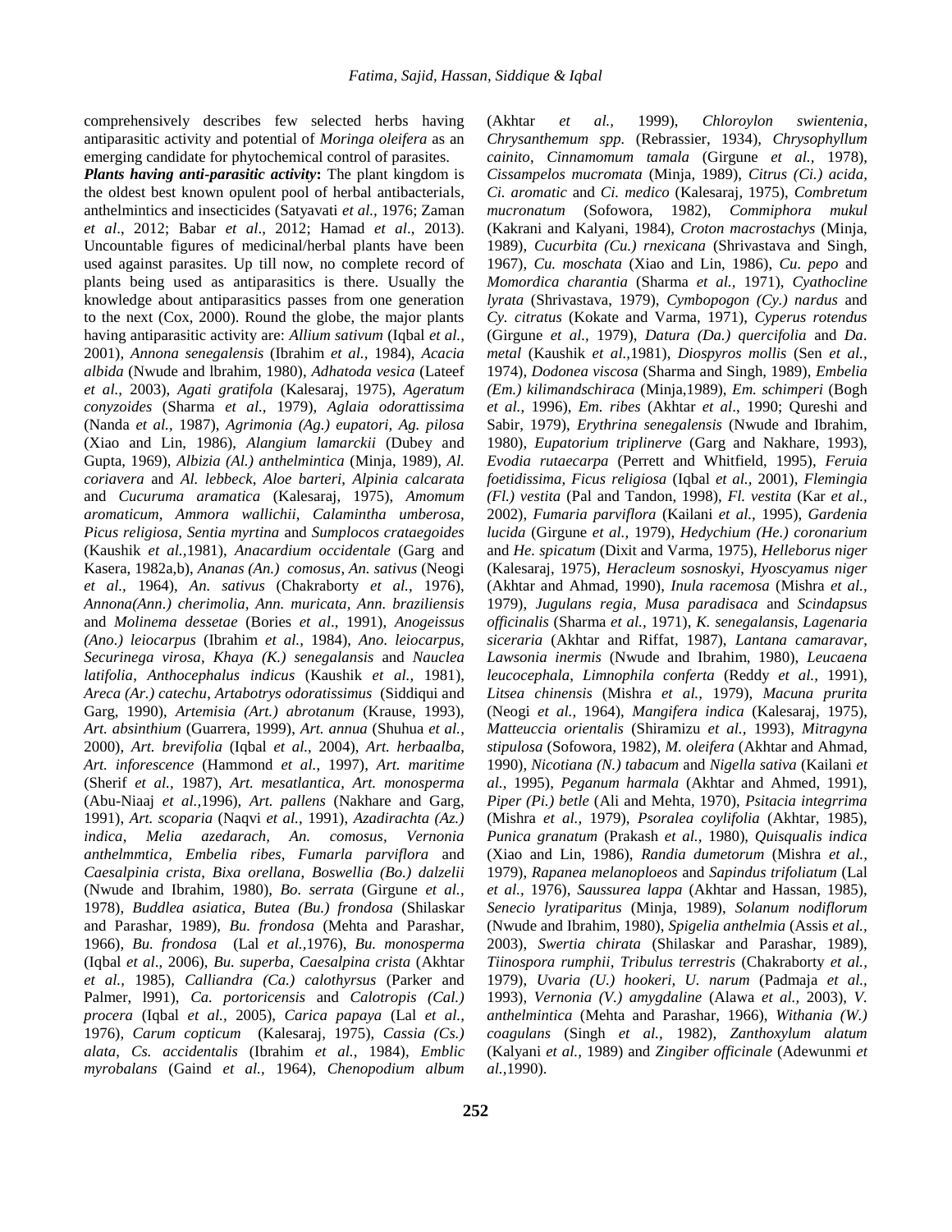comprehensively describes few selected herbs having antiparasitic activity and potential of *Moringa oleifera* as an emerging candidate for phytochemical control of parasites.

***Plants having anti-parasitic activity*:** The plant kingdom is the oldest best known opulent pool of herbal antibacterials, anthelmintics and insecticides (Satyavati *et al.,* 1976; Zaman *et al*., 2012; Babar *et al*., 2012; Hamad *et al*., 2013). Uncountable figures of medicinal/herbal plants have been used against parasites. Up till now, no complete record of plants being used as antiparasitics is there. Usually the knowledge about antiparasitics passes from one generation to the next (Cox, 2000). Round the globe, the major plants having antiparasitic activity are: *Allium sativum* (Iqbal *et al.,* 2001), *Annona senegalensis* (Ibrahim *et al.,* 1984), *Acacia albida* (Nwude and lbrahim, 1980), *Adhatoda vesica* (Lateef *et al.,* 2003), *Agati gratifola* (Kalesaraj, 1975), *Ageratum conyzoides* (Sharma *et al.,* 1979), *Aglaia odorattissima* (Nanda *et al.,* 1987), *Agrimonia (Ag.) eupatori, Ag. pilosa* (Xiao and Lin, 1986), *Alangium lamarckii* (Dubey and Gupta, 1969), *Albizia (Al.) anthelmintica* (Minja, 1989), *Al. coriavera* and *Al. lebbeck*, *Aloe barteri*, *Alpinia calcarata* and *Cucuruma aramatica* (Kalesaraj, 1975), *Amomum aromaticum, Ammora wallichii*, *Calamintha umberosa, Picus religiosa, Sentia myrtina* and *Sumplocos crataegoides* (Kaushik *et al.,*1981), *Anacardium occidentale* (Garg and Kasera, 1982a,b), *Ananas (An.) comosus*, *An. sativus* (Neogi *et al.,* 1964), *An. sativus* (Chakraborty *et al.,* 1976), *Annona(Ann.) cherimolia*, *Ann. muricata*, *Ann. braziliensis* and *Molinema dessetae* (Bories *et al*., 1991), *Anogeissus (Ano.) leiocarpus* (Ibrahim *et al.,* 1984), *Ano. leiocarpus*, *Securinega virosa*, *Khaya (K.) senegalansis* and *Nauclea latifolia*, *Anthocephalus indicus* (Kaushik *et al.,* 1981), *Areca (Ar.) catechu*, *Artabotrys odoratissimus* (Siddiqui and Garg, 1990), *Artemisia (Art.) abrotanum* (Krause, 1993), *Art. absinthium* (Guarrera, 1999), *Art. annua* (Shuhua *et al.,* 2000), *Art. brevifolia* (Iqbal *et al.,* 2004), *Art. herbaalba*, *Art. inforescence* (Hammond *et al.,* 1997), *Art. maritime* (Sherif *et al.,* 1987), *Art. mesatlantica*, *Art. monosperma* (Abu-Niaaj *et al.,*1996), *Art. pallens* (Nakhare and Garg, 1991), *Art. scoparia* (Naqvi *et al.,* 1991), *Azadirachta (Az.) indica, Melia azedarach, An. comosus, Vernonia anthelmmtica, Embelia ribes, Fumarla parviflora* and *Caesalpinia crista*, *Bixa orellana*, *Boswellia (Bo.) dalzelii* (Nwude and Ibrahim, 1980), *Bo. serrata* (Girgune *et al.,* 1978), *Buddlea asiatica*, *Butea (Bu.) frondosa* (Shilaskar and Parashar, 1989), *Bu. frondosa* (Mehta and Parashar, 1966), *Bu. frondosa* (Lal *et al.,*1976), *Bu. monosperma* (Iqbal *et al*., 2006), *Bu. superba*, *Caesalpina crista* (Akhtar *et al.,* 1985), *Calliandra (Ca.) calothyrsus* (Parker and Palmer, l991), *Ca. portoricensis* and *Calotropis (Cal.) procera* (Iqbal *et al.,* 2005), *Carica papaya* (Lal *et al.,* 1976), *Carum copticum* (Kalesaraj, 1975), *Cassia (Cs.) alata*, *Cs. accidentalis* (Ibrahim *et al.,* 1984), *Emblic myrobalans* (Gaind *et al.,* 1964), *Chenopodium album* (Akhtar *et al.,* 1999), *Chloroylon swientenia*, *Chrysanthemum spp.* (Rebrassier, 1934), *Chrysophyllum cainito*, *Cinnamomum tamala* (Girgune *et al.,* 1978), *Cissampelos mucromata* (Minja, 1989), *Citrus (Ci.) acida, Ci. aromatic* and *Ci. medico* (Kalesaraj, 1975), *Combretum mucronatum* (Sofowora, 1982), *Commiphora mukul* (Kakrani and Kalyani, 1984), *Croton macrostachys* (Minja, 1989), *Cucurbita (Cu.) rnexicana* (Shrivastava and Singh, 1967), *Cu. moschata* (Xiao and Lin, 1986), *Cu. pepo* and *Momordica charantia* (Sharma *et al.,* 1971), *Cyathocline lyrata* (Shrivastava, 1979), *Cymbopogon (Cy.) nardus* and *Cy. citratus* (Kokate and Varma, 1971), *Cyperus rotendus* (Girgune *et al.,* 1979), *Datura (Da.) quercifolia* and *Da. metal* (Kaushik *et al.,*1981), *Diospyros mollis* (Sen *et al.,* 1974), *Dodonea viscosa* (Sharma and Singh, 1989), *Embelia (Em.) kilimandschiraca* (Minja,1989), *Em. schimperi* (Bogh *et al.,* 1996), *Em. ribes* (Akhtar *et al*., 1990; Qureshi and Sabir, 1979), *Erythrina senegalensis* (Nwude and Ibrahim, 1980), *Eupatorium triplinerve* (Garg and Nakhare, 1993), *Evodia rutaecarpa* (Perrett and Whitfield, 1995), *Feruia foetidissima*, *Ficus religiosa* (Iqbal *et al.,* 2001), *Flemingia (Fl.) vestita* (Pal and Tandon, 1998), *Fl. vestita* (Kar *et al.,* 2002), *Fumaria parviflora* (Kailani *et al.,* 1995), *Gardenia lucida* (Girgune *et al.,* 1979), *Hedychium (He.) coronarium* and *He. spicatum* (Dixit and Varma, 1975), *Helleborus niger* (Kalesaraj, 1975), *Heracleum sosnoskyi*, *Hyoscyamus niger* (Akhtar and Ahmad, 1990), *Inula racemosa* (Mishra *et al.,* 1979), *Jugulans regia, Musa paradisaca* and *Scindapsus officinalis* (Sharma *et al.,* 1971), *K. senegalansis*, *Lagenaria siceraria* (Akhtar and Riffat, 1987), *Lantana camaravar*, *Lawsonia inermis* (Nwude and Ibrahim, 1980), *Leucaena leucocephala*, *Limnophila conferta* (Reddy *et al.,* 1991), *Litsea chinensis* (Mishra *et al.,* 1979), *Macuna prurita* (Neogi *et al.,* 1964), *Mangifera indica* (Kalesaraj, 1975), *Matteuccia orientalis* (Shiramizu *et al.,* 1993), *Mitragyna stipulosa* (Sofowora, 1982), *M. oleifera* (Akhtar and Ahmad, 1990), *Nicotiana (N.) tabacum* and *Nigella sativa* (Kailani *et al.,* 1995), *Peganum harmala* (Akhtar and Ahmed, 1991), *Piper (Pi.) betle* (Ali and Mehta, 1970), *Psitacia integrrima* (Mishra *et al.,* 1979), *Psoralea coylifolia* (Akhtar, 1985), *Punica granatum* (Prakash *et al.,* 1980), *Quisqualis indica* (Xiao and Lin, 1986), *Randia dumetorum* (Mishra *et al.,* 1979), *Rapanea melanoploeos* and *Sapindus trifoliatum* (Lal *et al.,* 1976), *Saussurea lappa* (Akhtar and Hassan, 1985), *Senecio lyratiparitus* (Minja, 1989), *Solanum nodiflorum* (Nwude and Ibrahim, 1980), *Spigelia anthelmia* (Assis *et al.,* 2003), *Swertia chirata* (Shilaskar and Parashar, 1989), *Tiinospora rumphii*, *Tribulus terrestris* (Chakraborty *et al.,* 1979), *Uvaria (U.) hookeri, U. narum* (Padmaja *et al.,* 1993), *Vernonia (V.) amygdaline* (Alawa *et al.,* 2003), *V. anthelmintica* (Mehta and Parashar, 1966), *Withania (W.) coagulans* (Singh *et al.,* 1982), *Zanthoxylum alatum* (Kalyani *et al.,* 1989) and *Zingiber officinale* (Adewunmi *et al.,*1990).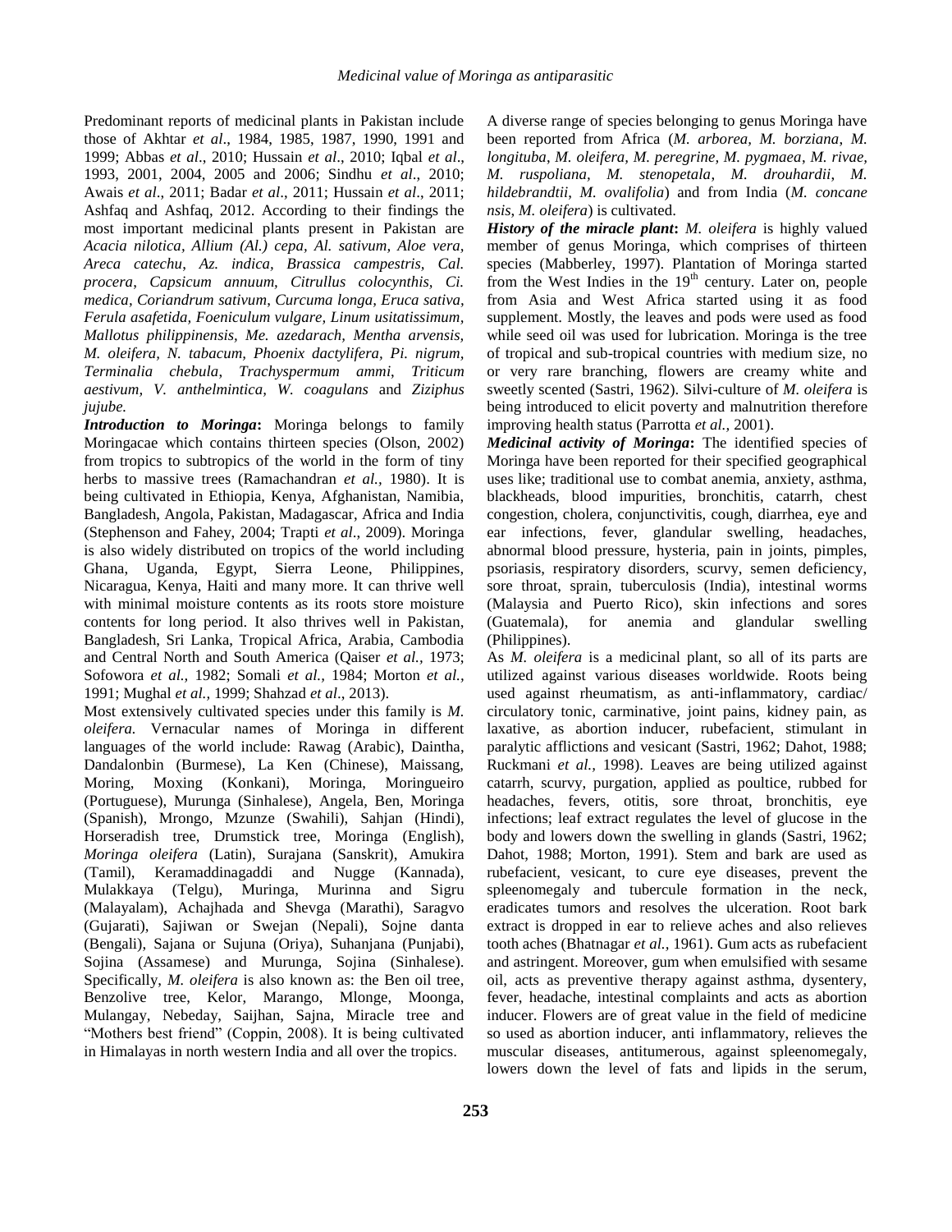Predominant reports of medicinal plants in Pakistan include those of Akhtar *et al*., 1984, 1985, 1987, 1990, 1991 and 1999; Abbas *et al*., 2010; Hussain *et al*., 2010; Iqbal *et al*., 1993, 2001, 2004, 2005 and 2006; Sindhu *et al*., 2010; Awais *et al*., 2011; Badar *et al*., 2011; Hussain *et al*., 2011; Ashfaq and Ashfaq, 2012. According to their findings the most important medicinal plants present in Pakistan are *Acacia nilotica, Allium (Al.) cepa, Al. sativum, Aloe vera, Areca catechu, Az. indica, Brassica campestris, Cal. procera, Capsicum annuum, Citrullus colocynthis, Ci. medica, Coriandrum sativum, Curcuma longa, Eruca sativa, Ferula asafetida, Foeniculum vulgare, Linum usitatissimum, Mallotus philippinensis, Me. azedarach, Mentha arvensis, M. oleifera, N. tabacum, Phoenix dactylifera, Pi. nigrum, Terminalia chebula, Trachyspermum ammi, Triticum aestivum, V. anthelmintica, W. coagulans* and *Ziziphus jujube.*

***Introduction to Moringa*:** Moringa belongs to family Moringacae which contains thirteen species (Olson, 2002) from tropics to subtropics of the world in the form of tiny herbs to massive trees (Ramachandran *et al.*, 1980). It is being cultivated in Ethiopia, Kenya, Afghanistan, Namibia, Bangladesh, Angola, Pakistan, Madagascar, Africa and India (Stephenson and Fahey, 2004; Trapti *et al*., 2009). Moringa is also widely distributed on tropics of the world including Ghana, Uganda, Egypt, Sierra Leone, Philippines, Nicaragua, Kenya, Haiti and many more. It can thrive well with minimal moisture contents as its roots store moisture contents for long period. It also thrives well in Pakistan, Bangladesh, Sri Lanka, Tropical Africa, Arabia, Cambodia and Central North and South America (Qaiser *et al.,* 1973; Sofowora *et al.,* 1982; Somali *et al.*, 1984; Morton *et al.*, 1991; Mughal *et al.,* 1999; Shahzad *et al*., 2013).

Most extensively cultivated species under this family is *M. oleifera.* Vernacular names of Moringa in different languages of the world include: Rawag (Arabic), Daintha, Dandalonbin (Burmese), La Ken (Chinese), Maissang, Moring, Moxing (Konkani), Moringa, Moringueiro (Portuguese), Murunga (Sinhalese), Angela, Ben, Moringa (Spanish), Mrongo, Mzunze (Swahili), Sahjan (Hindi), Horseradish tree, Drumstick tree, Moringa (English), *Moringa oleifera* (Latin), Surajana (Sanskrit), Amukira (Tamil), Keramaddinagaddi and Nugge (Kannada), Mulakkaya (Telgu), Muringa, Murinna and Sigru (Malayalam), Achajhada and Shevga (Marathi), Saragvo (Gujarati), Sajiwan or Swejan (Nepali), Sojne danta (Bengali), Sajana or Sujuna (Oriya), Suhanjana (Punjabi), Sojina (Assamese) and Murunga, Sojina (Sinhalese). Specifically, *M. oleifera* is also known as: the Ben oil tree, Benzolive tree, Kelor, Marango, Mlonge, Moonga, Mulangay, Nebeday, Saijhan, Sajna, Miracle tree and "Mothers best friend" (Coppin, 2008). It is being cultivated in Himalayas in north western India and all over the tropics.

A diverse range of species belonging to genus Moringa have been reported from Africa (*M. arborea, M. borziana, M. longituba, M. oleifera, M. peregrine, M. pygmaea, M. rivae, M. ruspoliana, M. stenopetala, M. drouhardii, M. hildebrandtii, M. ovalifolia*) and from India (*M. concane nsis*, *M. oleifera*) is cultivated.

***History of the miracle plant*:** *M. oleifera* is highly valued member of genus Moringa, which comprises of thirteen species (Mabberley, 1997). Plantation of Moringa started from the West Indies in the 19th century. Later on, people from Asia and West Africa started using it as food supplement. Mostly, the leaves and pods were used as food while seed oil was used for lubrication. Moringa is the tree of tropical and sub-tropical countries with medium size, no or very rare branching, flowers are creamy white and sweetly scented (Sastri, 1962). Silvi-culture of *M. oleifera* is being introduced to elicit poverty and malnutrition therefore improving health status (Parrotta *et al.,* 2001).

***Medicinal activity of Moringa*:** The identified species of Moringa have been reported for their specified geographical uses like; traditional use to combat anemia, anxiety, asthma, blackheads, blood impurities, bronchitis, catarrh, chest congestion, cholera, conjunctivitis, cough, diarrhea, eye and ear infections, fever, glandular swelling, headaches, abnormal blood pressure, hysteria, pain in joints, pimples, psoriasis, respiratory disorders, scurvy, semen deficiency, sore throat, sprain, tuberculosis (India), intestinal worms (Malaysia and Puerto Rico), skin infections and sores (Guatemala), for anemia and glandular swelling (Philippines).

As *M. oleifera* is a medicinal plant, so all of its parts are utilized against various diseases worldwide. Roots being used against rheumatism, as anti-inflammatory, cardiac/ circulatory tonic, carminative, joint pains, kidney pain, as laxative, as abortion inducer, rubefacient, stimulant in paralytic afflictions and vesicant (Sastri, 1962; Dahot, 1988; Ruckmani *et al.,* 1998). Leaves are being utilized against catarrh, scurvy, purgation, applied as poultice, rubbed for headaches, fevers, otitis, sore throat, bronchitis, eye infections; leaf extract regulates the level of glucose in the body and lowers down the swelling in glands (Sastri, 1962; Dahot, 1988; Morton, 1991). Stem and bark are used as rubefacient, vesicant, to cure eye diseases, prevent the spleenomegaly and tubercule formation in the neck, eradicates tumors and resolves the ulceration. Root bark extract is dropped in ear to relieve aches and also relieves tooth aches (Bhatnagar *et al.*, 1961). Gum acts as rubefacient and astringent. Moreover, gum when emulsified with sesame oil, acts as preventive therapy against asthma, dysentery, fever, headache, intestinal complaints and acts as abortion inducer. Flowers are of great value in the field of medicine so used as abortion inducer, anti inflammatory, relieves the muscular diseases, antitumerous, against spleenomegaly, lowers down the level of fats and lipids in the serum,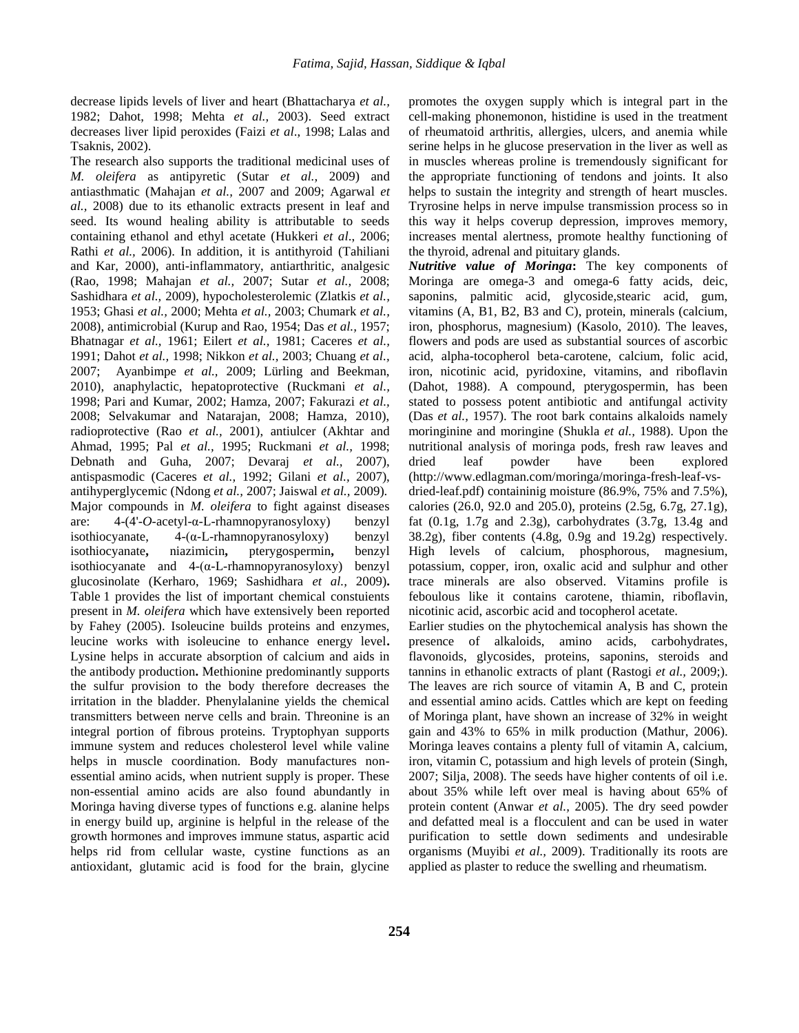decrease lipids levels of liver and heart (Bhattacharya *et al.,* 1982; Dahot, 1998; Mehta *et al.,* 2003). Seed extract decreases liver lipid peroxides (Faizi *et al*., 1998; Lalas and Tsaknis, 2002).

The research also supports the traditional medicinal uses of *M. oleifera* as antipyretic (Sutar *et al.,* 2009) and antiasthmatic (Mahajan *et al.,* 2007 and 2009; Agarwal *et al.,* 2008) due to its ethanolic extracts present in leaf and seed. Its wound healing ability is attributable to seeds containing ethanol and ethyl acetate (Hukkeri *et al*., 2006; Rathi *et al.,* 2006). In addition, it is antithyroid (Tahiliani and Kar, 2000), anti-inflammatory, antiarthritic, analgesic (Rao, 1998; Mahajan *et al.,* 2007; Sutar *et al.,* 2008; Sashidhara *et al.,* 2009), hypocholesterolemic (Zlatkis *et al.,* 1953; Ghasi *et al.,* 2000; Mehta *et al.,* 2003; Chumark *et al.,* 2008), antimicrobial (Kurup and Rao, 1954; Das *et al.,* 1957; Bhatnagar *et al.,* 1961; Eilert *et al.,* 1981; Caceres *et al.,* 1991; Dahot *et al.,* 1998; Nikkon *et al.,* 2003; Chuang *et al.,* 2007; Ayanbimpe *et al.,* 2009; Lürling and Beekman, 2010), anaphylactic, hepatoprotective (Ruckmani *et al.,* 1998; Pari and Kumar, 2002; Hamza, 2007; Fakurazi *et al.,* 2008; Selvakumar and Natarajan, 2008; Hamza, 2010), radioprotective (Rao *et al.,* 2001), antiulcer (Akhtar and Ahmad, 1995; Pal *et al.,* 1995; Ruckmani *et al.,* 1998; Debnath and Guha, 2007; Devaraj *et al.,* 2007), antispasmodic (Caceres *et al.,* 1992; Gilani *et al.,* 2007), antihyperglycemic (Ndong *et al.,* 2007; Jaiswal *et al.,* 2009).

Major compounds in *M. oleifera* to fight against diseases are: 4-(4'-*O*-acetyl-α-L-rhamnopyranosyloxy) benzyl isothiocyanate, 4-(α-L-rhamnopyranosyloxy) benzyl isothiocyanate**,** niazimicin**,** pterygospermin**,** benzyl isothiocyanate and 4-(α-L-rhamnopyranosyloxy) benzyl glucosinolate (Kerharo, 1969; Sashidhara *et al.,* 2009)**.** Table 1 provides the list of important chemical constuients present in *M. oleifera* which have extensively been reported by Fahey (2005). Isoleucine builds proteins and enzymes, leucine works with isoleucine to enhance energy level**.** Lysine helps in accurate absorption of calcium and aids in the antibody production**.** Methionine predominantly supports the sulfur provision to the body therefore decreases the irritation in the bladder. Phenylalanine yields the chemical transmitters between nerve cells and brain. Threonine is an integral portion of fibrous proteins. Tryptophyan supports immune system and reduces cholesterol level while valine helps in muscle coordination. Body manufactures non-essential amino acids, when nutrient supply is proper. These non-essential amino acids are also found abundantly in Moringa having diverse types of functions e.g. alanine helps in energy build up, arginine is helpful in the release of the growth hormones and improves immune status, aspartic acid helps rid from cellular waste, cystine functions as an antioxidant, glutamic acid is food for the brain, glycine promotes the oxygen supply which is integral part in the cell-making phonemonon, histidine is used in the treatment of rheumatoid arthritis, allergies, ulcers, and anemia while serine helps in he glucose preservation in the liver as well as in muscles whereas proline is tremendously significant for the appropriate functioning of tendons and joints. It also helps to sustain the integrity and strength of heart muscles. Tryrosine helps in nerve impulse transmission process so in this way it helps coverup depression, improves memory, increases mental alertness, promote healthy functioning of the thyroid, adrenal and pituitary glands.

***Nutritive value of Moringa*****:** The key components of Moringa are omega-3 and omega-6 fatty acids, deic, saponins, palmitic acid, glycoside,stearic acid, gum, vitamins (A, B1, B2, B3 and C), protein, minerals (calcium, iron, phosphorus, magnesium) (Kasolo, 2010). The leaves, flowers and pods are used as substantial sources of ascorbic acid, alpha-tocopherol beta-carotene, calcium, folic acid, iron, nicotinic acid, pyridoxine, vitamins, and riboflavin (Dahot, 1988). A compound, pterygospermin, has been stated to possess potent antibiotic and antifungal activity (Das *et al.,* 1957). The root bark contains alkaloids namely moringinine and moringine (Shukla *et al.,* 1988). Upon the nutritional analysis of moringa pods, fresh raw leaves and dried leaf powder have been explored (http://www.edlagman.com/moringa/moringa-fresh-leaf-vs-dried-leaf.pdf) containinig moisture (86.9%, 75% and 7.5%), calories (26.0, 92.0 and 205.0), proteins (2.5g, 6.7g, 27.1g), fat (0.1g, 1.7g and 2.3g), carbohydrates (3.7g, 13.4g and 38.2g), fiber contents (4.8g, 0.9g and 19.2g) respectively. High levels of calcium, phosphorous, magnesium, potassium, copper, iron, oxalic acid and sulphur and other trace minerals are also observed. Vitamins profile is feboulous like it contains carotene, thiamin, riboflavin, nicotinic acid, ascorbic acid and tocopherol acetate.

Earlier studies on the phytochemical analysis has shown the presence of alkaloids, amino acids, carbohydrates, flavonoids, glycosides, proteins, saponins, steroids and tannins in ethanolic extracts of plant (Rastogi *et al.,* 2009;). The leaves are rich source of vitamin A, B and C, protein and essential amino acids. Cattles which are kept on feeding of Moringa plant, have shown an increase of 32% in weight gain and 43% to 65% in milk production (Mathur, 2006). Moringa leaves contains a plenty full of vitamin A, calcium, iron, vitamin C, potassium and high levels of protein (Singh, 2007; Silja, 2008). The seeds have higher contents of oil i.e. about 35% while left over meal is having about 65% of protein content (Anwar *et al.,* 2005). The dry seed powder and defatted meal is a flocculent and can be used in water purification to settle down sediments and undesirable organisms (Muyibi *et al.,* 2009). Traditionally its roots are applied as plaster to reduce the swelling and rheumatism.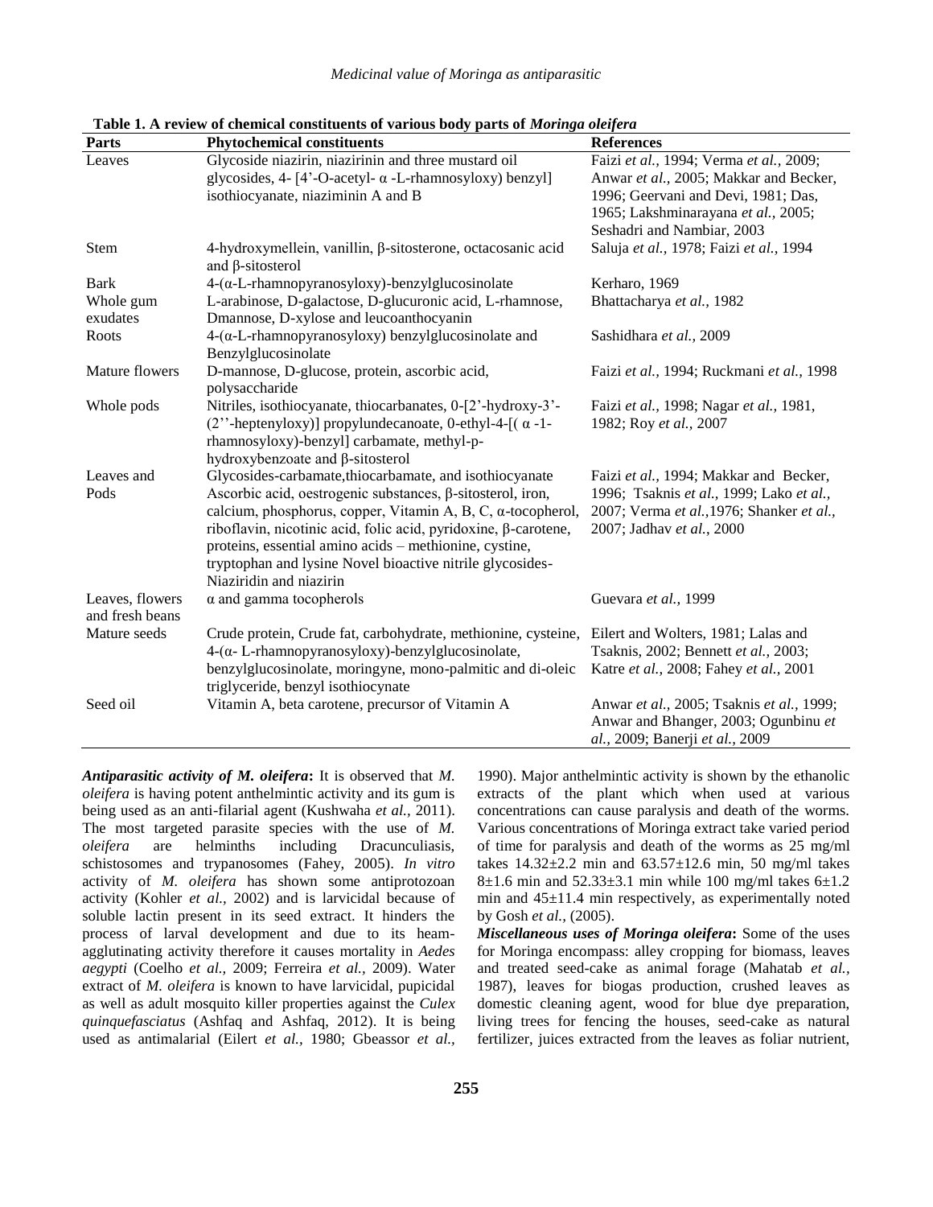**Table 1. A review of chemical constituents of various body parts of *Moringa oleifera***

| Parts | Phytochemical constituents | References |
|---|---|---|
| Leaves | Glycoside niazirin, niazirinin and three mustard oil glycosides, 4- [4'-O-acetyl- α -L-rhamnosyloxy) benzyl] isothiocyanate, niaziminin A and B | Faizi *et al.,* 1994; Verma *et al.,* 2009; Anwar *et al.,* 2005; Makkar and Becker, 1996; Geervani and Devi, 1981; Das, 1965; Lakshminarayana *et al.,* 2005; Seshadri and Nambiar, 2003 |
| Stem | 4-hydroxymellein, vanillin, β-sitosterone, octacosanic acid and β-sitosterol | Saluja *et al.,* 1978; Faizi *et al.,* 1994 |
| Bark | 4-(α-L-rhamnopyranosyloxy)-benzylglucosinolate | Kerharo, 1969 |
| Whole gum exudates | L-arabinose, D-galactose, D-glucuronic acid, L-rhamnose, Dmannose, D-xylose and leucoanthocyanin | Bhattacharya *et al.,* 1982 |
| Roots | 4-(α-L-rhamnopyranosyloxy) benzylglucosinolate and Benzylglucosinolate | Sashidhara *et al.,* 2009 |
| Mature flowers | D-mannose, D-glucose, protein, ascorbic acid, polysaccharide | Faizi *et al.,* 1994; Ruckmani *et al.,* 1998 |
| Whole pods | Nitriles, isothiocyanate, thiocarbanates, 0-[2'-hydroxy-3'-(2''-heptenyloxy)] propylundecanoate, 0-ethyl-4-[( α -1-rhamnosyloxy)-benzyl] carbamate, methyl-p-hydroxybenzoate and β-sitosterol | Faizi *et al.,* 1998; Nagar *et al.,* 1981, 1982; Roy *et al.,* 2007 |
| Leaves and Pods | Glycosides-carbamate,thiocarbamate, and isothiocyanate Ascorbic acid, oestrogenic substances, β-sitosterol, iron, calcium, phosphorus, copper, Vitamin A, B, C, α-tocopherol, riboflavin, nicotinic acid, folic acid, pyridoxine, β-carotene, proteins, essential amino acids – methionine, cystine, tryptophan and lysine Novel bioactive nitrile glycosides- Niaziridin and niazirin | Faizi *et al.,* 1994; Makkar and Becker, 1996; Tsaknis *et al.,* 1999; Lako *et al.,* 2007; Verma *et al.,*1976; Shanker *et al.,* 2007; Jadhav *et al.,* 2000 |
| Leaves, flowers and fresh beans | α and gamma tocopherols | Guevara *et al.,* 1999 |
| Mature seeds | Crude protein, Crude fat, carbohydrate, methionine, cysteine, 4-(α- L-rhamnopyranosyloxy)-benzylglucosinolate, benzylglucosinolate, moringyne, mono-palmitic and di-oleic triglyceride, benzyl isothiocynate | Eilert and Wolters, 1981; Lalas and Tsaknis, 2002; Bennett *et al.,* 2003; Katre *et al.,* 2008; Fahey *et al.,* 2001 |
| Seed oil | Vitamin A, beta carotene, precursor of Vitamin A | Anwar *et al.,* 2005; Tsaknis *et al.,* 1999; Anwar and Bhanger, 2003; Ogunbinu *et al.,* 2009; Banerji *et al.,* 2009 |

***Antiparasitic activity of M. oleifera*:** It is observed that *M. oleifera* is having potent anthelmintic activity and its gum is being used as an anti-filarial agent (Kushwaha *et al.,* 2011). The most targeted parasite species with the use of *M. oleifera* are helminths including Dracunculiasis, schistosomes and trypanosomes (Fahey, 2005). *In vitro* activity of *M. oleifera* has shown some antiprotozoan activity (Kohler *et al.,* 2002) and is larvicidal because of soluble lactin present in its seed extract. It hinders the process of larval development and due to its heam-agglutinating activity therefore it causes mortality in *Aedes aegypti* (Coelho *et al.,* 2009; Ferreira *et al.,* 2009). Water extract of *M. oleifera* is known to have larvicidal, pupicidal as well as adult mosquito killer properties against the *Culex quinquefasciatus* (Ashfaq and Ashfaq, 2012). It is being used as antimalarial (Eilert *et al.,* 1980; Gbeassor *et al.,* 1990). Major anthelmintic activity is shown by the ethanolic extracts of the plant which when used at various concentrations can cause paralysis and death of the worms. Various concentrations of Moringa extract take varied period of time for paralysis and death of the worms as 25 mg/ml takes $14.32\pm2.2$ min and $63.57\pm12.6$ min, 50 mg/ml takes $8\pm1.6$ min and $52.33\pm3.1$ min while 100 mg/ml takes $6\pm1.2$ min and $45\pm11.4$ min respectively, as experimentally noted by Gosh *et al.,* (2005).

***Miscellaneous uses of Moringa oleifera*:** Some of the uses for Moringa encompass: alley cropping for biomass, leaves and treated seed-cake as animal forage (Mahatab *et al.,* 1987), leaves for biogas production, crushed leaves as domestic cleaning agent, wood for blue dye preparation, living trees for fencing the houses, seed-cake as natural fertilizer, juices extracted from the leaves as foliar nutrient,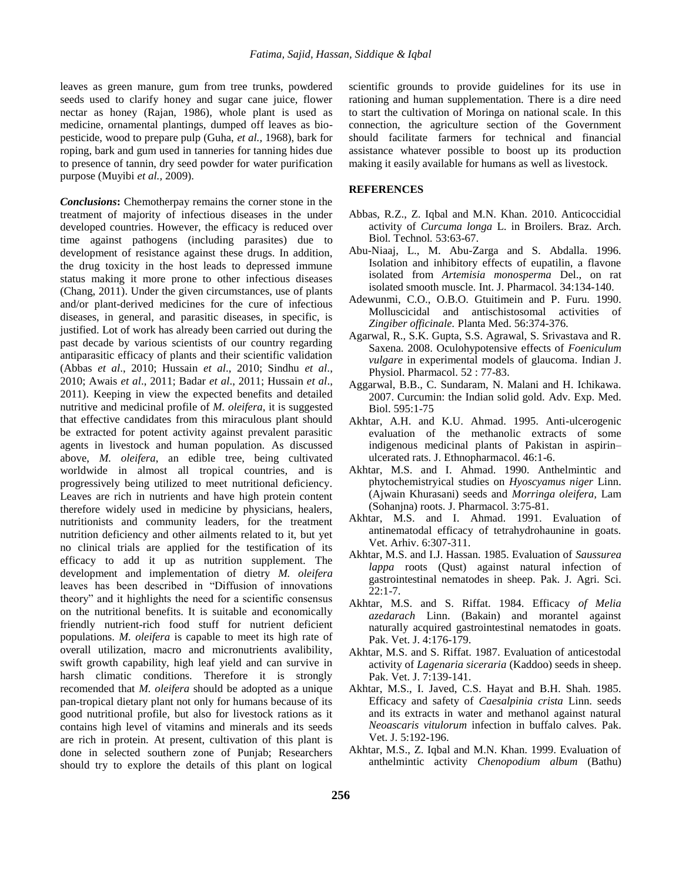leaves as green manure, gum from tree trunks, powdered seeds used to clarify honey and sugar cane juice, flower nectar as honey (Rajan, 1986), whole plant is used as medicine, ornamental plantings, dumped off leaves as bio-pesticide, wood to prepare pulp (Guha, *et al.,* 1968), bark for roping, bark and gum used in tanneries for tanning hides due to presence of tannin, dry seed powder for water purification purpose (Muyibi *et al.,* 2009).

***Conclusions*:** Chemotherpay remains the corner stone in the treatment of majority of infectious diseases in the under developed countries. However, the efficacy is reduced over time against pathogens (including parasites) due to development of resistance against these drugs. In addition, the drug toxicity in the host leads to depressed immune status making it more prone to other infectious diseases (Chang, 2011). Under the given circumstances, use of plants and/or plant-derived medicines for the cure of infectious diseases, in general, and parasitic diseases, in specific, is justified. Lot of work has already been carried out during the past decade by various scientists of our country regarding antiparasitic efficacy of plants and their scientific validation (Abbas *et al*., 2010; Hussain *et al*., 2010; Sindhu *et al*., 2010; Awais *et al*., 2011; Badar *et al*., 2011; Hussain *et al*., 2011). Keeping in view the expected benefits and detailed nutritive and medicinal profile of *M. oleifera*, it is suggested that effective candidates from this miraculous plant should be extracted for potent activity against prevalent parasitic agents in livestock and human population. As discussed above, *M. oleifera*, an edible tree, being cultivated worldwide in almost all tropical countries, and is progressively being utilized to meet nutritional deficiency. Leaves are rich in nutrients and have high protein content therefore widely used in medicine by physicians, healers, nutritionists and community leaders, for the treatment nutrition deficiency and other ailments related to it, but yet no clinical trials are applied for the testification of its efficacy to add it up as nutrition supplement. The development and implementation of dietry *M. oleifera* leaves has been described in "Diffusion of innovations theory" and it highlights the need for a scientific consensus on the nutritional benefits. It is suitable and economically friendly nutrient-rich food stuff for nutrient deficient populations. *M. oleifera* is capable to meet its high rate of overall utilization, macro and micronutrients avalibility, swift growth capability, high leaf yield and can survive in harsh climatic conditions. Therefore it is strongly recomended that *M. oleifera* should be adopted as a unique pan-tropical dietary plant not only for humans because of its good nutritional profile, but also for livestock rations as it contains high level of vitamins and minerals and its seeds are rich in protein. At present, cultivation of this plant is done in selected southern zone of Punjab; Researchers should try to explore the details of this plant on logical scientific grounds to provide guidelines for its use in rationing and human supplementation. There is a dire need to start the cultivation of Moringa on national scale. In this connection, the agriculture section of the Government should facilitate farmers for technical and financial assistance whatever possible to boost up its production making it easily available for humans as well as livestock.

## REFERENCES

Abbas, R.Z., Z. Iqbal and M.N. Khan. 2010. Anticoccidial activity of *Curcuma longa* L. in Broilers. Braz. Arch. Biol. Technol. 53:63-67.

Abu-Niaaj, L., M. Abu-Zarga and S. Abdalla. 1996. Isolation and inhibitory effects of eupatilin, a flavone isolated from *Artemisia monosperma* Del., on rat isolated smooth muscle. Int. J. Pharmacol. 34:134-140.

Adewunmi, C.O., O.B.O. Gtuitimein and P. Furu. 1990. Molluscicidal and antischistosomal activities of *Zingiber officinale.* Planta Med. 56:374-376.

Agarwal, R., S.K. Gupta, S.S. Agrawal, S. Srivastava and R. Saxena. 2008. Oculohypotensive effects of *Foeniculum vulgare* in experimental models of glaucoma. Indian J. Physiol. Pharmacol. 52 : 77-83.

Aggarwal, B.B., C. Sundaram, N. Malani and H. Ichikawa. 2007. Curcumin: the Indian solid gold. Adv. Exp. Med. Biol. 595:1-75

Akhtar, A.H. and K.U. Ahmad. 1995. Anti-ulcerogenic evaluation of the methanolic extracts of some indigenous medicinal plants of Pakistan in aspirin–ulcerated rats. J. Ethnopharmacol. 46:1-6.

Akhtar, M.S. and I. Ahmad. 1990. Anthelmintic and phytochemistryical studies on *Hyoscyamus niger* Linn. (Ajwain Khurasani) seeds and *Morringa oleifera,* Lam (Sohanjna) roots. J. Pharmacol. 3:75-81.

Akhtar, M.S. and I. Ahmad. 1991. Evaluation of antinematodal efficacy of tetrahydrohaunine in goats. Vet. Arhiv. 6:307-311.

Akhtar, M.S. and I.J. Hassan. 1985. Evaluation of *Saussurea lappa* roots (Qust) against natural infection of gastrointestinal nematodes in sheep. Pak. J. Agri. Sci. 22:1-7.

Akhtar, M.S. and S. Riffat. 1984. Efficacy *of Melia azedarach* Linn. (Bakain) and morantel against naturally acquired gastrointestinal nematodes in goats. Pak. Vet. J. 4:176-179.

Akhtar, M.S. and S. Riffat. 1987. Evaluation of anticestodal activity of *Lagenaria siceraria* (Kaddoo) seeds in sheep. Pak. Vet. J. 7:139-141.

Akhtar, M.S., I. Javed, C.S. Hayat and B.H. Shah. 1985. Efficacy and safety of *Caesalpinia crista* Linn. seeds and its extracts in water and methanol against natural *Neoascaris vitulorum* infection in buffalo calves. Pak. Vet. J. 5:192-196.

Akhtar, M.S., Z. Iqbal and M.N. Khan. 1999. Evaluation of anthelmintic activity *Chenopodium album* (Bathu)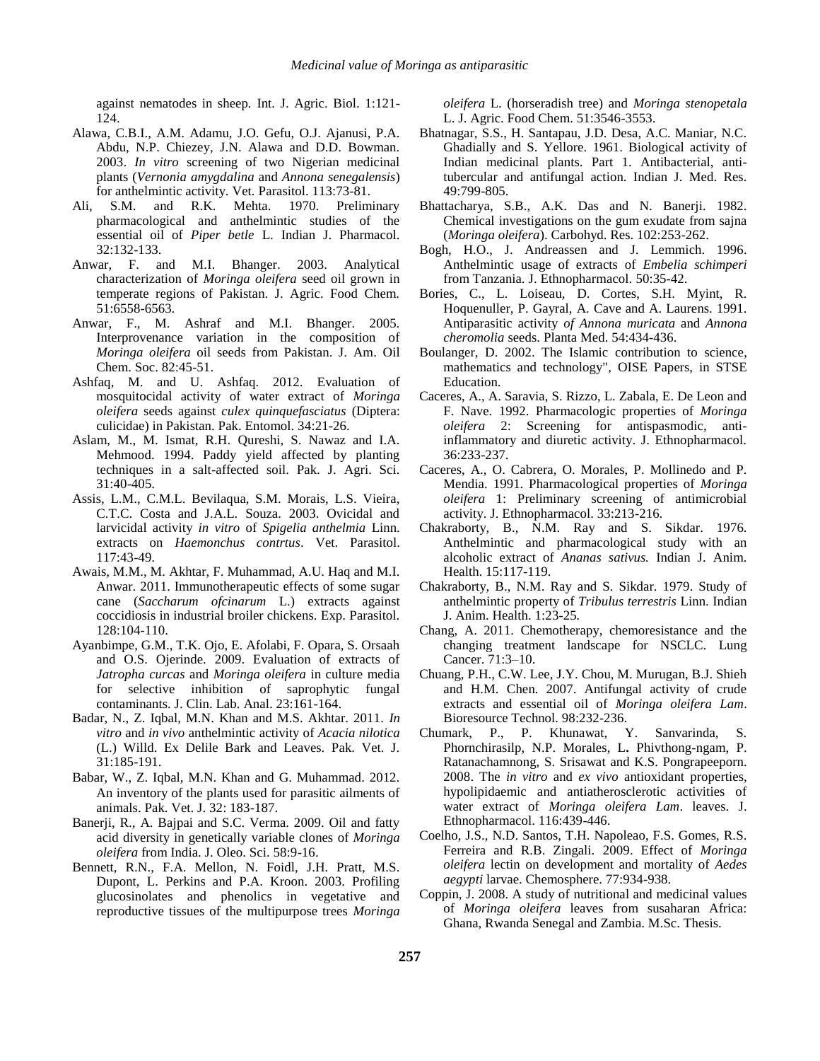against nematodes in sheep. Int. J. Agric. Biol. 1:121-124.

Alawa, C.B.I., A.M. Adamu, J.O. Gefu, O.J. Ajanusi, P.A. Abdu, N.P. Chiezey, J.N. Alawa and D.D. Bowman. 2003. *In vitro* screening of two Nigerian medicinal plants (*Vernonia amygdalina* and *Annona senegalensis*) for anthelmintic activity. Vet. Parasitol. 113:73-81.

Ali, S.M. and R.K. Mehta. 1970. Preliminary pharmacological and anthelmintic studies of the essential oil of *Piper betle* L. Indian J. Pharmacol. 32:132-133.

Anwar, F. and M.I. Bhanger. 2003. Analytical characterization of *Moringa oleifera* seed oil grown in temperate regions of Pakistan. J. Agric. Food Chem. 51:6558-6563.

Anwar, F., M. Ashraf and M.I. Bhanger. 2005. Interprovenance variation in the composition of *Moringa oleifera* oil seeds from Pakistan. J. Am. Oil Chem. Soc. 82:45-51.

Ashfaq, M. and U. Ashfaq. 2012. Evaluation of mosquitocidal activity of water extract of *Moringa oleifera* seeds against *culex quinquefasciatus* (Diptera: culicidae) in Pakistan. Pak. Entomol. 34:21-26.

Aslam, M., M. Ismat, R.H. Qureshi, S. Nawaz and I.A. Mehmood. 1994. Paddy yield affected by planting techniques in a salt-affected soil. Pak. J. Agri. Sci. 31:40-405.

Assis, L.M., C.M.L. Bevilaqua, S.M. Morais, L.S. Vieira, C.T.C. Costa and J.A.L. Souza. 2003. Ovicidal and larvicidal activity *in vitro* of *Spigelia anthelmia* Linn. extracts on *Haemonchus contrtus*. Vet. Parasitol. 117:43-49.

Awais, M.M., M. Akhtar, F. Muhammad, A.U. Haq and M.I. Anwar. 2011. Immunotherapeutic effects of some sugar cane (*Saccharum ofcinarum* L.) extracts against coccidiosis in industrial broiler chickens. Exp. Parasitol. 128:104-110.

Ayanbimpe, G.M., T.K. Ojo, E. Afolabi, F. Opara, S. Orsaah and O.S. Ojerinde. 2009. Evaluation of extracts of *Jatropha curcas* and *Moringa oleifera* in culture media for selective inhibition of saprophytic fungal contaminants. J. Clin. Lab. Anal. 23:161-164.

Badar, N., Z. Iqbal, M.N. Khan and M.S. Akhtar. 2011. *In vitro* and *in vivo* anthelmintic activity of *Acacia nilotica* (L.) Willd. Ex Delile Bark and Leaves. Pak. Vet. J. 31:185-191.

Babar, W., Z. Iqbal, M.N. Khan and G. Muhammad. 2012. An inventory of the plants used for parasitic ailments of animals. Pak. Vet. J. 32: 183-187.

Banerji, R., A. Bajpai and S.C. Verma. 2009. Oil and fatty acid diversity in genetically variable clones of *Moringa oleifera* from India. J. Oleo. Sci. 58:9-16.

Bennett, R.N., F.A. Mellon, N. Foidl, J.H. Pratt, M.S. Dupont, L. Perkins and P.A. Kroon. 2003. Profiling glucosinolates and phenolics in vegetative and reproductive tissues of the multipurpose trees *Moringa oleifera* L. (horseradish tree) and *Moringa stenopetala* L. J. Agric. Food Chem. 51:3546-3553.

Bhatnagar, S.S., H. Santapau, J.D. Desa, A.C. Maniar, N.C. Ghadially and S. Yellore. 1961. Biological activity of Indian medicinal plants. Part 1. Antibacterial, anti-tubercular and antifungal action. Indian J. Med. Res. 49:799-805.

Bhattacharya, S.B., A.K. Das and N. Banerji. 1982. Chemical investigations on the gum exudate from sajna (*Moringa oleifera*). Carbohyd. Res. 102:253-262.

Bogh, H.O., J. Andreassen and J. Lemmich. 1996. Anthelmintic usage of extracts of *Embelia schimperi* from Tanzania. J. Ethnopharmacol. 50:35-42.

Bories, C., L. Loiseau, D. Cortes, S.H. Myint, R. Hoquenuller, P. Gayral, A. Cave and A. Laurens. 1991. Antiparasitic activity *of Annona muricata* and *Annona cheromolia* seeds. Planta Med. 54:434-436.

Boulanger, D. 2002. The Islamic contribution to science, mathematics and technology", OISE Papers, in STSE Education.

Caceres, A., A. Saravia, S. Rizzo, L. Zabala, E. De Leon and F. Nave. 1992. Pharmacologic properties of *Moringa oleifera* 2: Screening for antispasmodic, anti-inflammatory and diuretic activity. J. Ethnopharmacol. 36:233-237.

Caceres, A., O. Cabrera, O. Morales, P. Mollinedo and P. Mendia. 1991. Pharmacological properties of *Moringa oleifera* 1: Preliminary screening of antimicrobial activity. J. Ethnopharmacol. 33:213-216.

Chakraborty, B., N.M. Ray and S. Sikdar. 1976. Anthelmintic and pharmacological study with an alcoholic extract of *Ananas sativus.* Indian J. Anim. Health. 15:117-119.

Chakraborty, B., N.M. Ray and S. Sikdar. 1979. Study of anthelmintic property of *Tribulus terrestris* Linn. Indian J. Anim. Health. 1:23-25.

Chang, A. 2011. Chemotherapy, chemoresistance and the changing treatment landscape for NSCLC. Lung Cancer. 71:3–10.

Chuang, P.H., C.W. Lee, J.Y. Chou, M. Murugan, B.J. Shieh and H.M. Chen. 2007. Antifungal activity of crude extracts and essential oil of *Moringa oleifera Lam*. Bioresource Technol. 98:232-236.

Chumark, P., P. Khunawat, Y. Sanvarinda, S. Phornchirasilp, N.P. Morales, L**.** Phivthong-ngam, P. Ratanachamnong, S. Srisawat and K.S. Pongrapeeporn. 2008. The *in vitro* and *ex vivo* antioxidant properties, hypolipidaemic and antiatherosclerotic activities of water extract of *Moringa oleifera Lam*. leaves. J. Ethnopharmacol. 116:439-446.

Coelho, J.S., N.D. Santos, T.H. Napoleao, F.S. Gomes, R.S. Ferreira and R.B. Zingali. 2009. Effect of *Moringa oleifera* lectin on development and mortality of *Aedes aegypti* larvae. Chemosphere. 77:934-938.

Coppin, J. 2008. A study of nutritional and medicinal values of *Moringa oleifera* leaves from susaharan Africa: Ghana, Rwanda Senegal and Zambia. M.Sc. Thesis.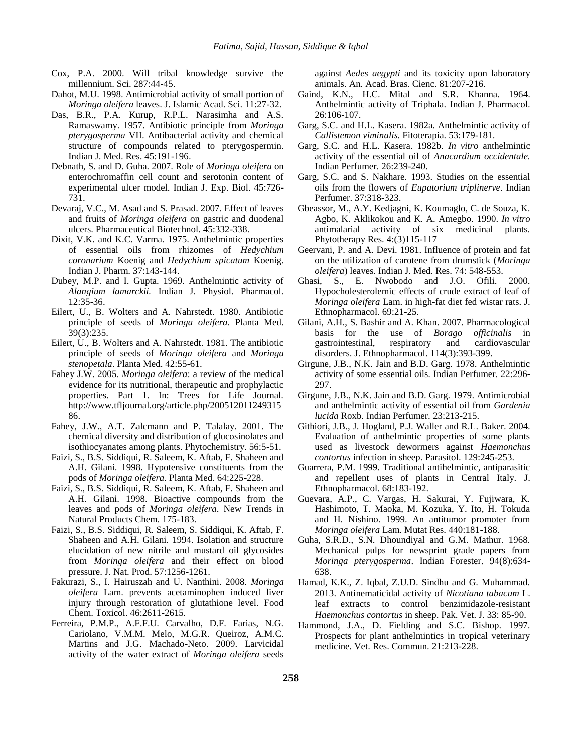Cox, P.A. 2000. Will tribal knowledge survive the millennium. Sci. 287:44-45.

Dahot, M.U. 1998. Antimicrobial activity of small portion of *Moringa oleifera* leaves. J. Islamic Acad. Sci. 11:27-32.

Das, B.R., P.A. Kurup, R.P.L. Narasimha and A.S. Ramaswamy. 1957. Antibiotic principle from *Moringa pterygosperma* VII. Antibacterial activity and chemical structure of compounds related to pterygospermin. Indian J. Med. Res. 45:191-196.

Debnath, S. and D. Guha. 2007. Role of *Moringa oleifera* on enterochromaffin cell count and serotonin content of experimental ulcer model. Indian J. Exp. Biol. 45:726-731.

Devaraj, V.C., M. Asad and S. Prasad. 2007. Effect of leaves and fruits of *Moringa oleifera* on gastric and duodenal ulcers. Pharmaceutical Biotechnol. 45:332-338.

Dixit, V.K. and K.C. Varma. 1975. Anthelmintic properties of essential oils from rhizomes of *Hedychium coronarium* Koenig and *Hedychium spicatum* Koenig. Indian J. Pharm. 37:143-144.

Dubey, M.P. and I. Gupta. 1969. Anthelmintic activity of *Alangium lamarckii.* Indian J. Physiol. Pharmacol. 12:35-36.

Eilert, U., B. Wolters and A. Nahrstedt. 1980. Antibiotic principle of seeds of *Moringa oleifera*. Planta Med. 39(3):235.

Eilert, U., B. Wolters and A. Nahrstedt. 1981. The antibiotic principle of seeds of *Moringa oleifera* and *Moringa stenopetala*. Planta Med. 42:55-61.

Fahey J.W. 2005. *Moringa oleifera*: a review of the medical evidence for its nutritional, therapeutic and prophylactic properties. Part 1. In: Trees for Life Journal. http://www.tfljournal.org/article.php/20051201124931586.

Fahey, J.W., A.T. Zalcmann and P. Talalay. 2001. The chemical diversity and distribution of glucosinolates and isothiocyanates among plants. Phytochemistry. 56:5-51.

Faizi, S., B.S. Siddiqui, R. Saleem, K. Aftab, F. Shaheen and A.H. Gilani. 1998. Hypotensive constituents from the pods of *Moringa oleifera*. Planta Med. 64:225-228.

Faizi, S., B.S. Siddiqui, R. Saleem, K. Aftab, F. Shaheen and A.H. Gilani. 1998. Bioactive compounds from the leaves and pods of *Moringa oleifera*. New Trends in Natural Products Chem. 175-183.

Faizi, S., B.S. Siddiqui, R. Saleem, S. Siddiqui, K. Aftab, F. Shaheen and A.H. Gilani. 1994. Isolation and structure elucidation of new nitrile and mustard oil glycosides from *Moringa oleifera* and their effect on blood pressure. J. Nat. Prod. 57:1256-1261.

Fakurazi, S., I. Hairuszah and U. Nanthini. 2008. *Moringa oleifera* Lam. prevents acetaminophen induced liver injury through restoration of glutathione level. Food Chem. Toxicol. 46:2611-2615.

Ferreira, P.M.P., A.F.F.U. Carvalho, D.F. Farias, N.G. Cariolano, V.M.M. Melo, M.G.R. Queiroz, A.M.C. Martins and J.G. Machado-Neto. 2009. Larvicidal activity of the water extract of *Moringa oleifera* seeds against *Aedes aegypti* and its toxicity upon laboratory animals. An. Acad. Bras. Cienc. 81:207-216.

Gaind, K.N., H.C. Mital and S.R. Khanna. 1964. Anthelmintic activity of Triphala. Indian J. Pharmacol. 26:106-107.

Garg, S.C. and H.L. Kasera. 1982a. Anthelmintic activity of *Callistemon viminalis.* Fitoterapia. 53:179-181.

Garg, S.C. and H.L. Kasera. 1982b. *In vitro* anthelmintic activity of the essential oil of *Anacardium occidentale.* Indian Perfumer. 26:239-240.

Garg, S.C. and S. Nakhare. 1993. Studies on the essential oils from the flowers of *Eupatorium triplinerve*. Indian Perfumer. 37:318-323.

Gbeassor, M., A.Y. Kedjagni, K. Koumaglo, C. de Souza, K. Agbo, K. Aklikokou and K. A. Amegbo. 1990. *In vitro* antimalarial activity of six medicinal plants. Phytotherapy Res. 4:(3)115-117

Geervani, P. and A. Devi. 1981. Influence of protein and fat on the utilization of carotene from drumstick (*Moringa oleifera*) leaves. Indian J. Med. Res. 74: 548-553.

Ghasi, S., E. Nwobodo and J.O. Ofili. 2000. Hypocholesterolemic effects of crude extract of leaf of *Moringa oleifera* Lam. in high-fat diet fed wistar rats. J. Ethnopharmacol. 69:21-25.

Gilani, A.H., S. Bashir and A. Khan. 2007. Pharmacological basis for the use of *Borago officinalis* in gastrointestinal, respiratory and cardiovascular disorders. J. Ethnopharmacol. 114(3):393-399.

Girgune, J.B., N.K. Jain and B.D. Garg. 1978. Anthelmintic activity of some essential oils. Indian Perfumer. 22:296-297.

Girgune, J.B., N.K. Jain and B.D. Garg. 1979. Antimicrobial and anthelmintic activity of essential oil from *Gardenia lucida* Roxb. Indian Perfumer. 23:213-215.

Githiori, J.B., J. Hogland, P.J. Waller and R.L. Baker. 2004. Evaluation of anthelmintic properties of some plants used as livestock dewormers against *Haemonchus contortus* infection in sheep. Parasitol. 129:245-253.

Guarrera, P.M. 1999. Traditional antihelmintic, antiparasitic and repellent uses of plants in Central Italy. J. Ethnopharmacol. 68:183-192.

Guevara, A.P., C. Vargas, H. Sakurai, Y. Fujiwara, K. Hashimoto, T. Maoka, M. Kozuka, Y. Ito, H. Tokuda and H. Nishino. 1999. An antitumor promoter from *Moringa oleifera* Lam. Mutat Res. 440:181-188.

Guha, S.R.D., S.N. Dhoundiyal and G.M. Mathur. 1968. Mechanical pulps for newsprint grade papers from *Moringa pterygosperma*. Indian Forester. 94(8):634-638.

Hamad, K.K., Z. Iqbal, Z.U.D. Sindhu and G. Muhammad. 2013. Antinematicidal activity of *Nicotiana tabacum* L. leaf extracts to control benzimidazole-resistant *Haemonchus contortus* in sheep. Pak. Vet. J. 33: 85-90.

Hammond, J.A., D. Fielding and S.C. Bishop. 1997. Prospects for plant anthelmintics in tropical veterinary medicine. Vet. Res. Commun. 21:213-228.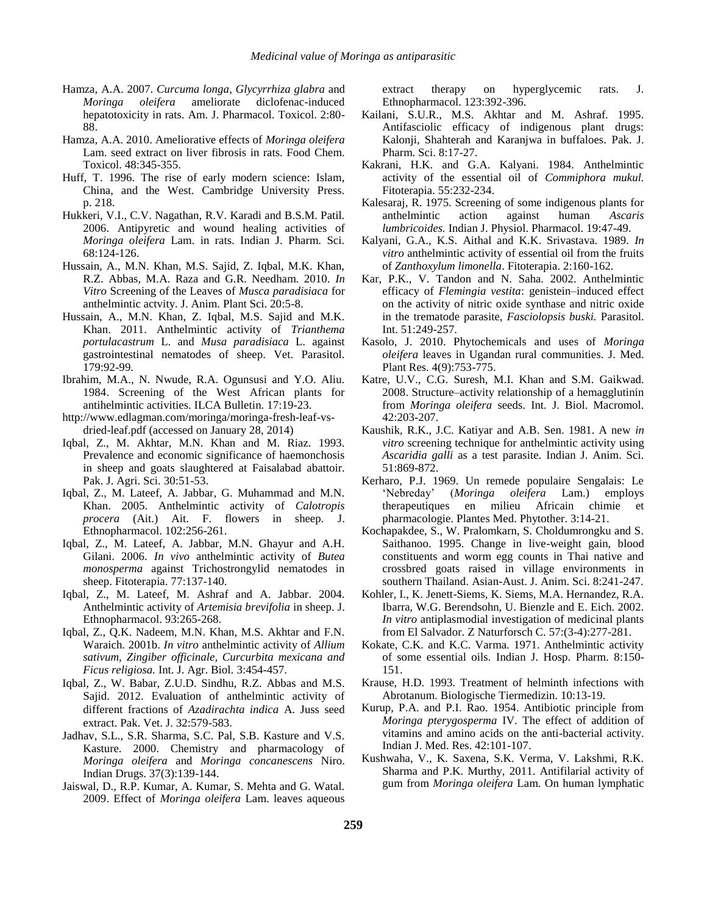Hamza, A.A. 2007. *Curcuma longa*, *Glycyrrhiza glabra* and *Moringa oleifera* ameliorate diclofenac-induced hepatotoxicity in rats. Am. J. Pharmacol. Toxicol. 2:80-88.

Hamza, A.A. 2010. Ameliorative effects of *Moringa oleifera* Lam. seed extract on liver fibrosis in rats. Food Chem. Toxicol. 48:345-355.

Huff, T. 1996. The rise of early modern science: Islam, China, and the West. Cambridge University Press. p. 218.

Hukkeri, V.I., C.V. Nagathan, R.V. Karadi and B.S.M. Patil. 2006. Antipyretic and wound healing activities of *Moringa oleifera* Lam. in rats. Indian J. Pharm. Sci. 68:124-126.

Hussain, A., M.N. Khan, M.S. Sajid, Z. Iqbal, M.K. Khan, R.Z. Abbas, M.A. Raza and G.R. Needham. 2010. *In Vitro* Screening of the Leaves of *Musca paradisiaca* for anthelmintic actvity. J. Anim. Plant Sci. 20:5-8.

Hussain, A., M.N. Khan, Z. Iqbal, M.S. Sajid and M.K. Khan. 2011. Anthelmintic activity of *Trianthema portulacastrum* L. and *Musa paradisiaca* L. against gastrointestinal nematodes of sheep. Vet. Parasitol. 179:92-99.

Ibrahim, M.A., N. Nwude, R.A. Ogunsusi and Y.O. Aliu. 1984. Screening of the West African plants for antihelmintic activities. ILCA Bulletin. 17:19-23.

http://www.edlagman.com/moringa/moringa-fresh-leaf-vs-dried-leaf.pdf (accessed on January 28, 2014)

Iqbal, Z., M. Akhtar, M.N. Khan and M. Riaz. 1993. Prevalence and economic significance of haemonchosis in sheep and goats slaughtered at Faisalabad abattoir. Pak. J. Agri. Sci. 30:51-53.

Iqbal, Z., M. Lateef, A. Jabbar, G. Muhammad and M.N. Khan. 2005. Anthelmintic activity of *Calotropis procera* (Ait.) Ait. F. flowers in sheep. J. Ethnopharmacol. 102:256-261.

Iqbal, Z., M. Lateef, A. Jabbar, M.N. Ghayur and A.H. Gilani. 2006. *In vivo* anthelmintic activity of *Butea monosperma* against Trichostrongylid nematodes in sheep. Fitoterapia. 77:137-140.

Iqbal, Z., M. Lateef, M. Ashraf and A. Jabbar. 2004. Anthelmintic activity of *Artemisia brevifolia* in sheep. J. Ethnopharmacol. 93:265-268.

Iqbal, Z., Q.K. Nadeem, M.N. Khan, M.S. Akhtar and F.N. Waraich. 2001b. *In vitro* anthelmintic activity of *Allium sativum, Zingiber officinale, Curcurbita mexicana and Ficus religiosa.* Int. J. Agr. Biol. 3:454-457.

Iqbal, Z., W. Babar, Z.U.D. Sindhu, R.Z. Abbas and M.S. Sajid. 2012. Evaluation of anthelmintic activity of different fractions of *Azadirachta indica* A. Juss seed extract. Pak. Vet. J. 32:579-583.

Jadhav, S.L., S.R. Sharma, S.C. Pal, S.B. Kasture and V.S. Kasture. 2000. Chemistry and pharmacology of *Moringa oleifera* and *Moringa concanescens* Niro. Indian Drugs. 37(3):139-144.

Jaiswal, D., R.P. Kumar, A. Kumar, S. Mehta and G. Watal. 2009. Effect of *Moringa oleifera* Lam. leaves aqueous extract therapy on hyperglycemic rats. J. Ethnopharmacol. 123:392-396.

Kailani, S.U.R., M.S. Akhtar and M. Ashraf. 1995. Antifasciolic efficacy of indigenous plant drugs: Kalonji, Shahterah and Karanjwa in buffaloes. Pak. J. Pharm. Sci. 8:17-27.

Kakrani, H.K. and G.A. Kalyani. 1984. Anthelmintic activity of the essential oil of *Commiphora mukul.* Fitoterapia. 55:232-234.

Kalesaraj, R. 1975. Screening of some indigenous plants for anthelmintic action against human *Ascaris lumbricoides.* Indian J. Physiol. Pharmacol. 19:47-49.

Kalyani, G.A., K.S. Aithal and K.K. Srivastava. 1989. *In vitro* anthelmintic activity of essential oil from the fruits of *Zanthoxylum limonella*. Fitoterapia. 2:160-162.

Kar, P.K., V. Tandon and N. Saha. 2002. Anthelmintic efficacy of *Flemingia vestita*: genistein–induced effect on the activity of nitric oxide synthase and nitric oxide in the trematode parasite, *Fasciolopsis buski.* Parasitol. Int. 51:249-257.

Kasolo, J. 2010. Phytochemicals and uses of *Moringa oleifera* leaves in Ugandan rural communities. J. Med. Plant Res. 4(9):753-775.

Katre, U.V., C.G. Suresh, M.I. Khan and S.M. Gaikwad. 2008. Structure–activity relationship of a hemagglutinin from *Moringa oleifera* seeds. Int. J. Biol. Macromol. 42:203-207.

Kaushik, R.K., J.C. Katiyar and A.B. Sen. 1981. A new *in vitro* screening technique for anthelmintic activity using *Ascaridia galli* as a test parasite. Indian J. Anim. Sci. 51:869-872.

Kerharo, P.J. 1969. Un remede populaire Sengalais: Le 'Nebreday' (*Moringa oleifera* Lam.) employs therapeutiques en milieu Africain chimie et pharmacologie. Plantes Med. Phytother. 3:14-21.

Kochapakdee, S., W. Pralomkarn, S. Choldumrongku and S. Saithanoo. 1995. Change in live-weight gain, blood constituents and worm egg counts in Thai native and crossbred goats raised in village environments in southern Thailand. Asian-Aust. J. Anim. Sci. 8:241-247.

Kohler, I., K. Jenett-Siems, K. Siems, M.A. Hernandez, R.A. Ibarra, W.G. Berendsohn, U. Bienzle and E. Eich. 2002. *In vitro* antiplasmodial investigation of medicinal plants from El Salvador. Z Naturforsch C. 57:(3-4):277-281.

Kokate, C.K. and K.C. Varma. 1971. Anthelmintic activity of some essential oils. Indian J. Hosp. Pharm. 8:150-151.

Krause, H.D. 1993. Treatment of helminth infections with Abrotanum. Biologische Tiermedizin. 10:13-19.

Kurup, P.A. and P.I. Rao. 1954. Antibiotic principle from *Moringa pterygosperma* IV. The effect of addition of vitamins and amino acids on the anti-bacterial activity. Indian J. Med. Res. 42:101-107.

Kushwaha, V., K. Saxena, S.K. Verma, V. Lakshmi, R.K. Sharma and P.K. Murthy, 2011. Antifilarial activity of gum from *Moringa oleifera* Lam. On human lymphatic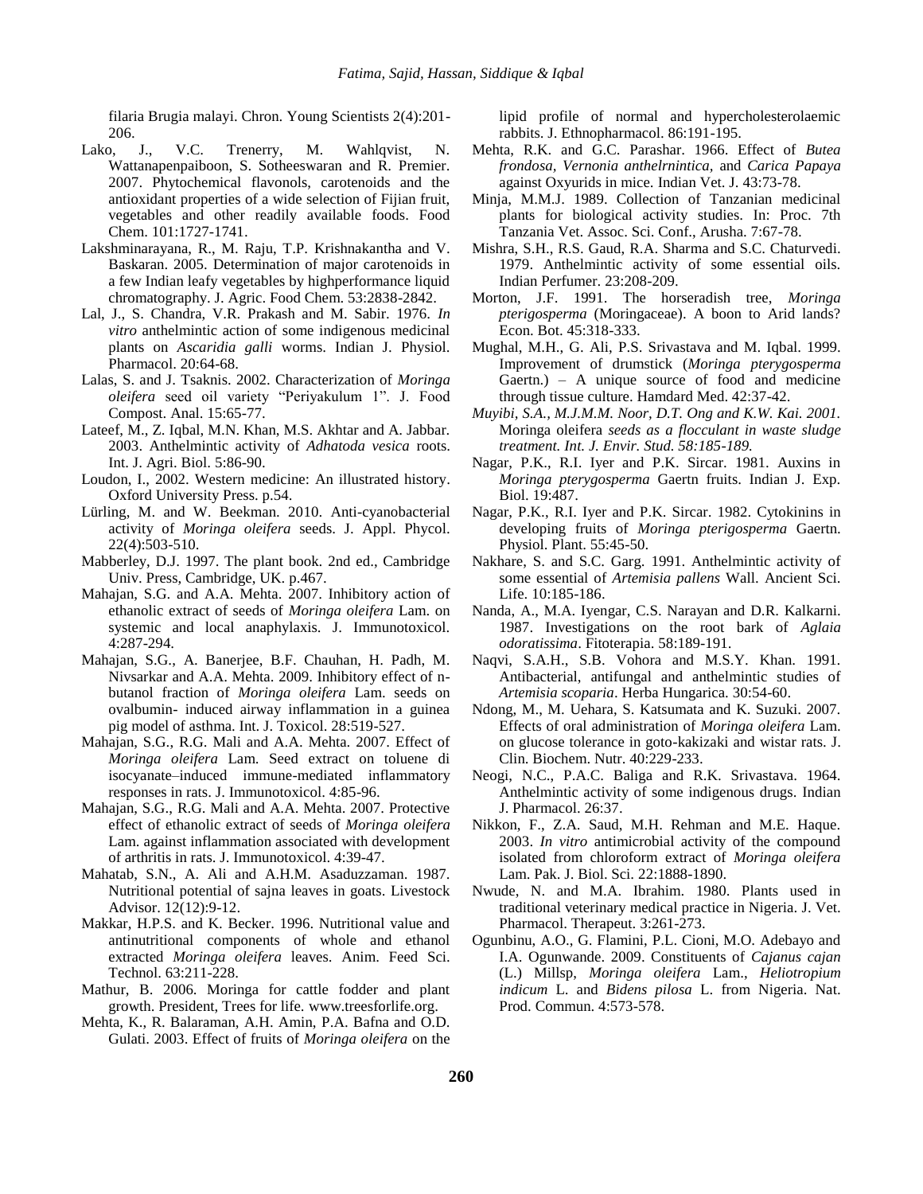filaria Brugia malayi. Chron. Young Scientists 2(4):201-206.

Lako, J., V.C. Trenerry, M. Wahlqvist, N. Wattanapenpaiboon, S. Sotheeswaran and R. Premier. 2007. Phytochemical flavonols, carotenoids and the antioxidant properties of a wide selection of Fijian fruit, vegetables and other readily available foods. Food Chem. 101:1727-1741.

Lakshminarayana, R., M. Raju, T.P. Krishnakantha and V. Baskaran. 2005. Determination of major carotenoids in a few Indian leafy vegetables by highperformance liquid chromatography. J. Agric. Food Chem. 53:2838-2842.

Lal, J., S. Chandra, V.R. Prakash and M. Sabir. 1976. *In vitro* anthelmintic action of some indigenous medicinal plants on *Ascaridia galli* worms. Indian J. Physiol. Pharmacol. 20:64-68.

Lalas, S. and J. Tsaknis. 2002. Characterization of *Moringa oleifera* seed oil variety "Periyakulum 1". J. Food Compost. Anal. 15:65-77.

Lateef, M., Z. Iqbal, M.N. Khan, M.S. Akhtar and A. Jabbar. 2003. Anthelmintic activity of *Adhatoda vesica* roots. Int. J. Agri. Biol. 5:86-90.

Loudon, I., 2002. Western medicine: An illustrated history. Oxford University Press. p.54.

Lürling, M. and W. Beekman. 2010. Anti-cyanobacterial activity of *Moringa oleifera* seeds. J. Appl. Phycol. 22(4):503-510.

Mabberley, D.J. 1997. The plant book. 2nd ed., Cambridge Univ. Press, Cambridge, UK. p.467.

Mahajan, S.G. and A.A. Mehta. 2007. Inhibitory action of ethanolic extract of seeds of *Moringa oleifera* Lam. on systemic and local anaphylaxis. J. Immunotoxicol. 4:287-294.

Mahajan, S.G., A. Banerjee, B.F. Chauhan, H. Padh, M. Nivsarkar and A.A. Mehta. 2009. Inhibitory effect of n-butanol fraction of *Moringa oleifera* Lam. seeds on ovalbumin- induced airway inflammation in a guinea pig model of asthma. Int. J. Toxicol. 28:519-527.

Mahajan, S.G., R.G. Mali and A.A. Mehta. 2007. Effect of *Moringa oleifera* Lam. Seed extract on toluene di isocyanate–induced immune-mediated inflammatory responses in rats. J. Immunotoxicol. 4:85-96.

Mahajan, S.G., R.G. Mali and A.A. Mehta. 2007. Protective effect of ethanolic extract of seeds of *Moringa oleifera* Lam. against inflammation associated with development of arthritis in rats. J. Immunotoxicol. 4:39-47.

Mahatab, S.N., A. Ali and A.H.M. Asaduzzaman. 1987. Nutritional potential of sajna leaves in goats. Livestock Advisor. 12(12):9-12.

Makkar, H.P.S. and K. Becker. 1996. Nutritional value and antinutritional components of whole and ethanol extracted *Moringa oleifera* leaves. Anim. Feed Sci. Technol. 63:211-228.

Mathur, B. 2006. Moringa for cattle fodder and plant growth. President, Trees for life. www.treesforlife.org.

Mehta, K., R. Balaraman, A.H. Amin, P.A. Bafna and O.D. Gulati. 2003. Effect of fruits of *Moringa oleifera* on the lipid profile of normal and hypercholesterolaemic rabbits. J. Ethnopharmacol. 86:191-195.

Mehta, R.K. and G.C. Parashar. 1966. Effect of *Butea frondosa, Vernonia anthelrnintica,* and *Carica Papaya* against Oxyurids in mice. Indian Vet. J. 43:73-78.

Minja, M.M.J. 1989. Collection of Tanzanian medicinal plants for biological activity studies. In: Proc. 7th Tanzania Vet. Assoc. Sci. Conf., Arusha. 7:67-78.

Mishra, S.H., R.S. Gaud, R.A. Sharma and S.C. Chaturvedi. 1979. Anthelmintic activity of some essential oils. Indian Perfumer. 23:208-209.

Morton, J.F. 1991. The horseradish tree, *Moringa pterigosperma* (Moringaceae). A boon to Arid lands? Econ. Bot. 45:318-333.

Mughal, M.H., G. Ali, P.S. Srivastava and M. Iqbal. 1999. Improvement of drumstick (*Moringa pterygosperma* Gaertn.) – A unique source of food and medicine through tissue culture. Hamdard Med. 42:37-42.

*Muyibi, S.A., M.J.M.M. Noor, D.T. Ong and K.W. Kai. 2001.* Moringa oleifera *seeds as a flocculant in waste sludge treatment. Int. J. Envir. Stud. 58:185-189.*

Nagar, P.K., R.I. Iyer and P.K. Sircar. 1981. Auxins in *Moringa pterygosperma* Gaertn fruits. Indian J. Exp. Biol. 19:487.

Nagar, P.K., R.I. Iyer and P.K. Sircar. 1982. Cytokinins in developing fruits of *Moringa pterigosperma* Gaertn. Physiol. Plant. 55:45-50.

Nakhare, S. and S.C. Garg. 1991. Anthelmintic activity of some essential of *Artemisia pallens* Wall. Ancient Sci. Life. 10:185-186.

Nanda, A., M.A. Iyengar, C.S. Narayan and D.R. Kalkarni. 1987. Investigations on the root bark of *Aglaia odoratissima*. Fitoterapia. 58:189-191.

Naqvi, S.A.H., S.B. Vohora and M.S.Y. Khan. 1991. Antibacterial, antifungal and anthelmintic studies of *Artemisia scoparia*. Herba Hungarica. 30:54-60.

Ndong, M., M. Uehara, S. Katsumata and K. Suzuki. 2007. Effects of oral administration of *Moringa oleifera* Lam. on glucose tolerance in goto-kakizaki and wistar rats. J. Clin. Biochem. Nutr. 40:229-233.

Neogi, N.C., P.A.C. Baliga and R.K. Srivastava. 1964. Anthelmintic activity of some indigenous drugs. Indian J. Pharmacol. 26:37.

Nikkon, F., Z.A. Saud, M.H. Rehman and M.E. Haque. 2003. *In vitro* antimicrobial activity of the compound isolated from chloroform extract of *Moringa oleifera* Lam. Pak. J. Biol. Sci. 22:1888-1890.

Nwude, N. and M.A. Ibrahim. 1980. Plants used in traditional veterinary medical practice in Nigeria. J. Vet. Pharmacol. Therapeut. 3:261-273.

Ogunbinu, A.O., G. Flamini, P.L. Cioni, M.O. Adebayo and I.A. Ogunwande. 2009. Constituents of *Cajanus cajan* (L.) Millsp, *Moringa oleifera* Lam., *Heliotropium indicum* L. and *Bidens pilosa* L. from Nigeria. Nat. Prod. Commun. 4:573-578.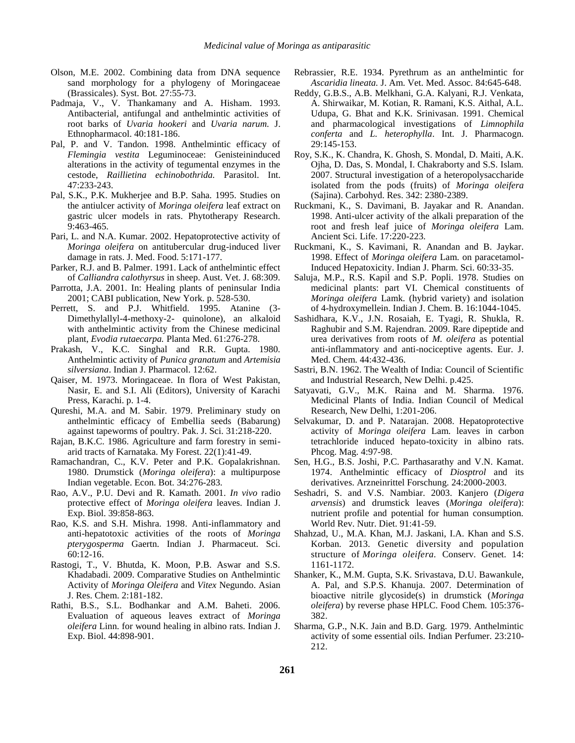Olson, M.E. 2002. Combining data from DNA sequence sand morphology for a phylogeny of Moringaceae (Brassicales). Syst. Bot. 27:55-73.

Padmaja, V., V. Thankamany and A. Hisham. 1993. Antibacterial, antifungal and anthelmintic activities of root barks of *Uvaria hookeri* and *Uvaria narum*. J. Ethnopharmacol. 40:181-186.

Pal, P. and V. Tandon. 1998. Anthelmintic efficacy of *Flemingia vestita* Leguminoceae: Genisteininduced alterations in the activity of tegumental enzymes in the cestode, *Raillietina echinobothrida*. Parasitol. Int. 47:233-243.

Pal, S.K., P.K. Mukherjee and B.P. Saha. 1995. Studies on the antiulcer activity of *Moringa oleifera* leaf extract on gastric ulcer models in rats. Phytotherapy Research. 9:463-465.

Pari, L. and N.A. Kumar. 2002. Hepatoprotective activity of *Moringa oleifera* on antitubercular drug-induced liver damage in rats. J. Med. Food. 5:171-177.

Parker, R.J. and B. Palmer. 1991. Lack of anthelmintic effect of *Calliandra calothyrsus* in sheep. Aust. Vet. J. 68:309.

Parrotta, J.A. 2001. In: Healing plants of peninsular India 2001; CABI publication, New York. p. 528-530.

Perrett, S. and P.J. Whitfield. 1995. Atanine (3-Dimethylallyl-4-methoxy-2- quinolone), an alkaloid with anthelmintic activity from the Chinese medicinal plant, *Evodia rutaecarpa.* Planta Med. 61:276-278.

Prakash, V., K.C. Singhal and R.R. Gupta. 1980. Anthelmintic activity of *Punica granatum* and *Artemisia silversiana*. Indian J. Pharmacol. 12:62.

Qaiser, M. 1973. Moringaceae. In flora of West Pakistan, Nasir, E. and S.I. Ali (Editors), University of Karachi Press, Karachi. p. 1-4.

Qureshi, M.A. and M. Sabir. 1979. Preliminary study on anthelmintic efficacy of Embellia seeds (Babarung) against tapeworms of poultry. Pak. J. Sci. 31:218-220.

Rajan, B.K.C. 1986. Agriculture and farm forestry in semi-arid tracts of Karnataka. My Forest. 22(1):41-49.

Ramachandran, C., K.V. Peter and P.K. Gopalakrishnan. 1980. Drumstick (*Moringa oleifera*): a multipurpose Indian vegetable. Econ. Bot. 34:276-283.

Rao, A.V., P.U. Devi and R. Kamath. 2001. *In vivo* radio protective effect of *Moringa oleifera* leaves. Indian J. Exp. Biol. 39:858-863.

Rao, K.S. and S.H. Mishra. 1998. Anti-inflammatory and anti-hepatotoxic activities of the roots of *Moringa pterygosperma* Gaertn. Indian J. Pharmaceut. Sci. 60:12-16.

Rastogi, T., V. Bhutda, K. Moon, P.B. Aswar and S.S. Khadabadi. 2009. Comparative Studies on Anthelmintic Activity of *Moringa Oleifera* and *Vitex* Negundo. Asian J. Res. Chem. 2:181-182.

Rathi, B.S., S.L. Bodhankar and A.M. Baheti. 2006. Evaluation of aqueous leaves extract of *Moringa oleifera* Linn. for wound healing in albino rats. Indian J. Exp. Biol. 44:898-901.

Rebrassier, R.E. 1934. Pyrethrum as an anthelmintic for *Ascaridia lineata.* J. Am. Vet. Med. Assoc. 84:645-648.

Reddy, G.B.S., A.B. Melkhani, G.A. Kalyani, R.J. Venkata, A. Shirwaikar, M. Kotian, R. Ramani, K.S. Aithal, A.L. Udupa, G. Bhat and K.K. Srinivasan. 1991. Chemical and pharmacological investigations of *Limnophila conferta* and *L. heterophylla*. Int. J. Pharmacogn. 29:145-153.

Roy, S.K., K. Chandra, K. Ghosh, S. Mondal, D. Maiti, A.K. Ojha, D. Das, S. Mondal, I. Chakraborty and S.S. Islam. 2007. Structural investigation of a heteropolysaccharide isolated from the pods (fruits) of *Moringa oleifera* (Sajina). Carbohyd. Res. 342: 2380-2389.

Ruckmani, K., S. Davimani, B. Jayakar and R. Anandan. 1998. Anti-ulcer activity of the alkali preparation of the root and fresh leaf juice of *Moringa oleifera* Lam. Ancient Sci. Life. 17:220-223.

Ruckmani, K., S. Kavimani, R. Anandan and B. Jaykar. 1998. Effect of *Moringa oleifera* Lam. on paracetamol-Induced Hepatoxicity. Indian J. Pharm. Sci. 60:33-35.

Saluja, M.P., R.S. Kapil and S.P. Popli. 1978. Studies on medicinal plants: part VI. Chemical constituents of *Moringa oleifera* Lamk. (hybrid variety) and isolation of 4-hydroxymellein. Indian J. Chem. B. 16:1044-1045.

Sashidhara, K.V., J.N. Rosaiah, E. Tyagi, R. Shukla, R. Raghubir and S.M. Rajendran. 2009. Rare dipeptide and urea derivatives from roots of *M. oleifera* as potential anti-inflammatory and anti-nociceptive agents. Eur. J. Med. Chem. 44:432-436.

Sastri, B.N. 1962. The Wealth of India: Council of Scientific and Industrial Research, New Delhi. p.425.

Satyavati, G.V., M.K. Raina and M. Sharma. 1976. Medicinal Plants of India. Indian Council of Medical Research, New Delhi, 1:201-206.

Selvakumar, D. and P. Natarajan. 2008. Hepatoprotective activity of *Moringa oleifera* Lam. leaves in carbon tetrachloride induced hepato-toxicity in albino rats. Phcog. Mag. 4:97-98.

Sen, H.G., B.S. Joshi, P.C. Parthasarathy and V.N. Kamat. 1974. Anthelmintic efficacy of *Diosptrol* and its derivatives. Arzneinrittel Forschung. 24:2000-2003.

Seshadri, S. and V.S. Nambiar. 2003. Kanjero (*Digera arvensis*) and drumstick leaves (*Moringa oleifera*): nutrient profile and potential for human consumption. World Rev. Nutr. Diet. 91:41-59.

Shahzad, U., M.A. Khan, M.J. Jaskani, I.A. Khan and S.S. Korban. 2013. Genetic diversity and population structure of *Moringa oleifera*. Conserv. Genet. 14: 1161-1172.

Shanker, K., M.M. Gupta, S.K. Srivastava, D.U. Bawankule, A. Pal, and S.P.S. Khanuja. 2007. Determination of bioactive nitrile glycoside(s) in drumstick (*Moringa oleifera*) by reverse phase HPLC. Food Chem. 105:376-382.

Sharma, G.P., N.K. Jain and B.D. Garg. 1979. Anthelmintic activity of some essential oils. Indian Perfumer. 23:210-212.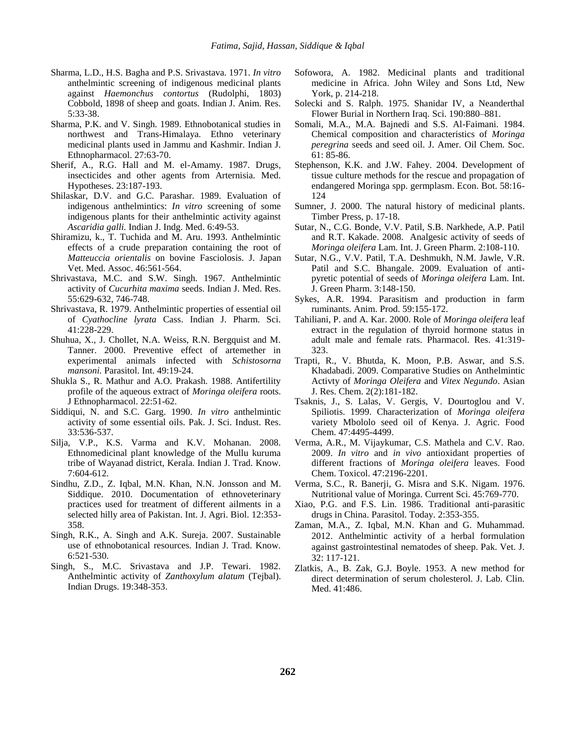Sharma, L.D., H.S. Bagha and P.S. Srivastava. 1971. *In vitro* anthelmintic screening of indigenous medicinal plants against *Haemonchus contortus* (Rudolphi, 1803) Cobbold, 1898 of sheep and goats. Indian J. Anim. Res. 5:33-38.

Sharma, P.K. and V. Singh. 1989. Ethnobotanical studies in northwest and Trans-Himalaya. Ethno veterinary medicinal plants used in Jammu and Kashmir. Indian J. Ethnopharmacol. 27:63-70.

Sherif, A., R.G. Hall and M. el-Amamy. 1987. Drugs, insecticides and other agents from Arternisia. Med. Hypotheses. 23:187-193.

Shilaskar, D.V. and G.C. Parashar. 1989. Evaluation of indigenous anthelmintics: *In vitro* screening of some indigenous plants for their anthelmintic activity against *Ascaridia galli.* Indian J. Indg. Med. 6:49-53.

Shiramizu, k., T. Tuchida and M. Aru. 1993. Anthelmintic effects of a crude preparation containing the root of *Matteuccia orientalis* on bovine Fasciolosis. J. Japan Vet. Med. Assoc. 46:561-564.

Shrivastava, M.C. and S.W. Singh. 1967. Anthelmintic activity of *Cucurhita maxima* seeds. Indian J. Med. Res. 55:629-632, 746-748.

Shrivastava, R. 1979. Anthelmintic properties of essential oil of *Cyathocline lyrata* Cass. Indian J. Pharm. Sci. 41:228-229.

Shuhua, X., J. Chollet, N.A. Weiss, R.N. Bergquist and M. Tanner. 2000. Preventive effect of artemether in experimental animals infected with *Schistosorna mansoni.* Parasitol. Int. 49:19-24.

Shukla S., R. Mathur and A.O. Prakash. 1988. Antifertility profile of the aqueous extract of *Moringa oleifera* roots. J Ethnopharmacol. 22:51-62.

Siddiqui, N. and S.C. Garg. 1990. *In vitro* anthelmintic activity of some essential oils. Pak. J. Sci. Indust. Res. 33:536-537.

Silja, V.P., K.S. Varma and K.V. Mohanan. 2008. Ethnomedicinal plant knowledge of the Mullu kuruma tribe of Wayanad district, Kerala. Indian J. Trad. Know. 7:604-612.

Sindhu, Z.D., Z. Iqbal, M.N. Khan, N.N. Jonsson and M. Siddique. 2010. Documentation of ethnoveterinary practices used for treatment of different ailments in a selected hilly area of Pakistan. Int. J. Agri. Biol. 12:353-358.

Singh, R.K., A. Singh and A.K. Sureja. 2007. Sustainable use of ethnobotanical resources. Indian J. Trad. Know. 6:521-530.

Singh, S., M.C. Srivastava and J.P. Tewari. 1982. Anthelmintic activity of *Zanthoxylum alatum* (Tejbal). Indian Drugs. 19:348-353.

Sofowora, A. 1982. Medicinal plants and traditional medicine in Africa. John Wiley and Sons Ltd, New York, p. 214-218.

Solecki and S. Ralph. 1975. Shanidar IV, a Neanderthal Flower Burial in Northern Iraq. Sci. 190:880–881.

Somali, M.A., M.A. Bajnedi and S.S. Al-Faimani. 1984. Chemical composition and characteristics of *Moringa peregrina* seeds and seed oil. J. Amer. Oil Chem. Soc. 61: 85-86.

Stephenson, K.K. and J.W. Fahey. 2004. Development of tissue culture methods for the rescue and propagation of endangered Moringa spp. germplasm. Econ. Bot. 58:16-124

Sumner, J. 2000. The natural history of medicinal plants. Timber Press, p. 17-18.

Sutar, N., C.G. Bonde, V.V. Patil, S.B. Narkhede, A.P. Patil and R.T. Kakade. 2008. Analgesic activity of seeds of *Moringa oleifera* Lam. Int. J. Green Pharm. 2:108-110.

Sutar, N.G., V.V. Patil, T.A. Deshmukh, N.M. Jawle, V.R. Patil and S.C. Bhangale. 2009. Evaluation of anti-pyretic potential of seeds of *Moringa oleifera* Lam. Int. J. Green Pharm. 3:148-150.

Sykes, A.R. 1994. Parasitism and production in farm ruminants. Anim. Prod. 59:155-172.

Tahiliani, P. and A. Kar. 2000. Role of *Moringa oleifera* leaf extract in the regulation of thyroid hormone status in adult male and female rats. Pharmacol. Res. 41:319-323.

Trapti, R., V. Bhutda, K. Moon, P.B. Aswar, and S.S. Khadabadi. 2009. Comparative Studies on Anthelmintic Activty of *Moringa Oleifera* and *Vitex Negundo*. Asian J. Res. Chem. 2(2):181-182.

Tsaknis, J., S. Lalas, V. Gergis, V. Dourtoglou and V. Spiliotis. 1999. Characterization of *Moringa oleifera* variety Mbololo seed oil of Kenya. J. Agric. Food Chem. 47:4495-4499.

Verma, A.R., M. Vijaykumar, C.S. Mathela and C.V. Rao. 2009. *In vitro* and *in vivo* antioxidant properties of different fractions of *Moringa oleifera* leaves. Food Chem. Toxicol. 47:2196-2201.

Verma, S.C., R. Banerji, G. Misra and S.K. Nigam. 1976. Nutritional value of Moringa. Current Sci. 45:769-770.

Xiao, P.G. and F.S. Lin. 1986. Traditional anti-parasitic drugs in China. Parasitol. Today. 2:353-355.

Zaman, M.A., Z. Iqbal, M.N. Khan and G. Muhammad. 2012. Anthelmintic activity of a herbal formulation against gastrointestinal nematodes of sheep. Pak. Vet. J. 32: 117-121.

Zlatkis, A., B. Zak, G.J. Boyle. 1953. A new method for direct determination of serum cholesterol. J. Lab. Clin. Med. 41:486.